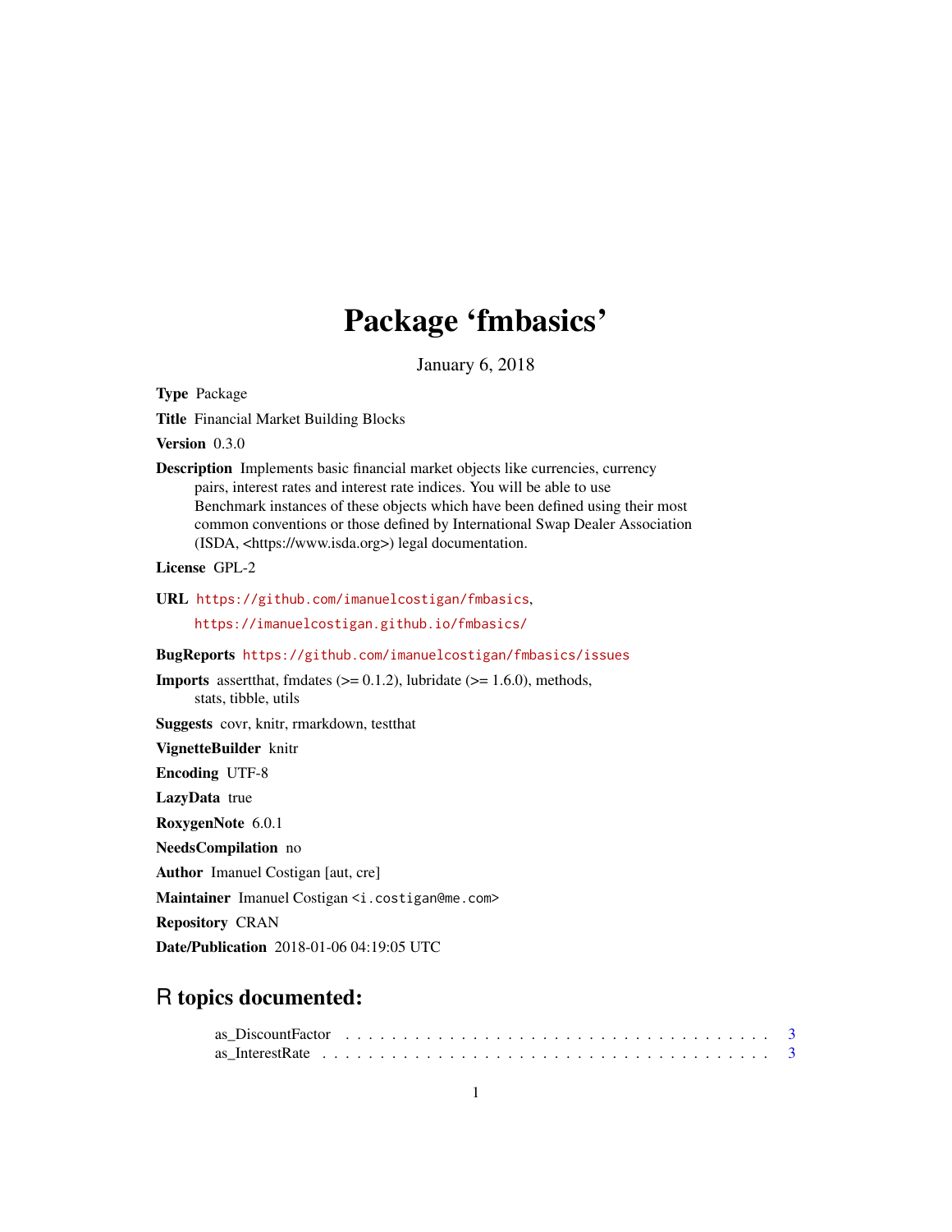# Package 'fmbasics'

January 6, 2018

**Type** Package

**Title** Financial Market Building Blocks

**Version** 0.3.0

**Description** Implements basic financial market objects like currencies, currency pairs, interest rates and interest rate indices. You will be able to use Benchmark instances of these objects which have been defined using their most common conventions or those defined by International Swap Dealer Association (ISDA, <https://www.isda.org>) legal documentation.

**License** GPL-2

**URL** https://github.com/imanuelcostigan/fmbasics, https://imanuelcostigan.github.io/fmbasics/

**BugReports** https://github.com/imanuelcostigan/fmbasics/issues

**Imports** assertthat, fmdates (>= 0.1.2), lubridate (>= 1.6.0), methods, stats, tibble, utils

**Suggests** covr, knitr, rmarkdown, testthat

**VignetteBuilder** knitr

**Encoding** UTF-8

**LazyData** true

**RoxygenNote** 6.0.1

**NeedsCompilation** no

**Author** Imanuel Costigan [aut, cre]

**Maintainer** Imanuel Costigan <i.costigan@me.com>

**Repository** CRAN

**Date/Publication** 2018-01-06 04:19:05 UTC

## R topics documented:

as_DiscountFactor . . . . . . . . . . . . . . . . . . . . . . . . . . . . . . . . . . . . 3
as_InterestRate . . . . . . . . . . . . . . . . . . . . . . . . . . . . . . . . . . . . 3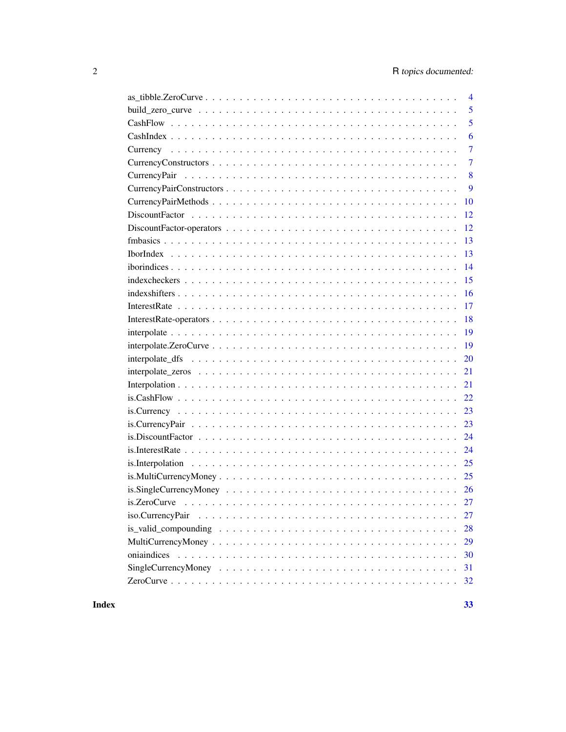as_tibble.ZeroCurve . . . . . . . . . . . . . . . . . . . . . . . . . . . . . . . . . . . 4
build_zero_curve . . . . . . . . . . . . . . . . . . . . . . . . . . . . . . . . . . . . 5
CashFlow . . . . . . . . . . . . . . . . . . . . . . . . . . . . . . . . . . . . . . . . 5
CashIndex . . . . . . . . . . . . . . . . . . . . . . . . . . . . . . . . . . . . . . . 6
Currency . . . . . . . . . . . . . . . . . . . . . . . . . . . . . . . . . . . . . . . . 7
CurrencyConstructors . . . . . . . . . . . . . . . . . . . . . . . . . . . . . . . . . 7
CurrencyPair . . . . . . . . . . . . . . . . . . . . . . . . . . . . . . . . . . . . . 8
CurrencyPairConstructors . . . . . . . . . . . . . . . . . . . . . . . . . . . . . . . 9
CurrencyPairMethods . . . . . . . . . . . . . . . . . . . . . . . . . . . . . . . . . 10
DiscountFactor . . . . . . . . . . . . . . . . . . . . . . . . . . . . . . . . . . . . 12
DiscountFactor-operators . . . . . . . . . . . . . . . . . . . . . . . . . . . . . . . 12
fmbasics . . . . . . . . . . . . . . . . . . . . . . . . . . . . . . . . . . . . . . . 13
IborIndex . . . . . . . . . . . . . . . . . . . . . . . . . . . . . . . . . . . . . . 13
iborindices . . . . . . . . . . . . . . . . . . . . . . . . . . . . . . . . . . . . . . 14
indexcheckers . . . . . . . . . . . . . . . . . . . . . . . . . . . . . . . . . . . . 15
indexshifters . . . . . . . . . . . . . . . . . . . . . . . . . . . . . . . . . . . . . 16
InterestRate . . . . . . . . . . . . . . . . . . . . . . . . . . . . . . . . . . . . . 17
InterestRate-operators . . . . . . . . . . . . . . . . . . . . . . . . . . . . . . . . 18
interpolate . . . . . . . . . . . . . . . . . . . . . . . . . . . . . . . . . . . . . . 19
interpolate.ZeroCurve . . . . . . . . . . . . . . . . . . . . . . . . . . . . . . . . 19
interpolate_dfs . . . . . . . . . . . . . . . . . . . . . . . . . . . . . . . . . . . . 20
interpolate_zeros . . . . . . . . . . . . . . . . . . . . . . . . . . . . . . . . . . . 21
Interpolation . . . . . . . . . . . . . . . . . . . . . . . . . . . . . . . . . . . . . 21
is.CashFlow . . . . . . . . . . . . . . . . . . . . . . . . . . . . . . . . . . . . . 22
is.Currency . . . . . . . . . . . . . . . . . . . . . . . . . . . . . . . . . . . . . . 23
is.CurrencyPair . . . . . . . . . . . . . . . . . . . . . . . . . . . . . . . . . . . . 23
is.DiscountFactor . . . . . . . . . . . . . . . . . . . . . . . . . . . . . . . . . . . 24
is.InterestRate . . . . . . . . . . . . . . . . . . . . . . . . . . . . . . . . . . . . 24
is.Interpolation . . . . . . . . . . . . . . . . . . . . . . . . . . . . . . . . . . . . 25
is.MultiCurrencyMoney . . . . . . . . . . . . . . . . . . . . . . . . . . . . . . . . 25
is.SingleCurrencyMoney . . . . . . . . . . . . . . . . . . . . . . . . . . . . . . . . 26
is.ZeroCurve . . . . . . . . . . . . . . . . . . . . . . . . . . . . . . . . . . . . . 27
iso.CurrencyPair . . . . . . . . . . . . . . . . . . . . . . . . . . . . . . . . . . . 27
is_valid_compounding . . . . . . . . . . . . . . . . . . . . . . . . . . . . . . . . . 28
MultiCurrencyMoney . . . . . . . . . . . . . . . . . . . . . . . . . . . . . . . . . 29
oniaindices . . . . . . . . . . . . . . . . . . . . . . . . . . . . . . . . . . . . . . 30
SingleCurrencyMoney . . . . . . . . . . . . . . . . . . . . . . . . . . . . . . . . . 31
ZeroCurve . . . . . . . . . . . . . . . . . . . . . . . . . . . . . . . . . . . . . . 32

**Index** **33**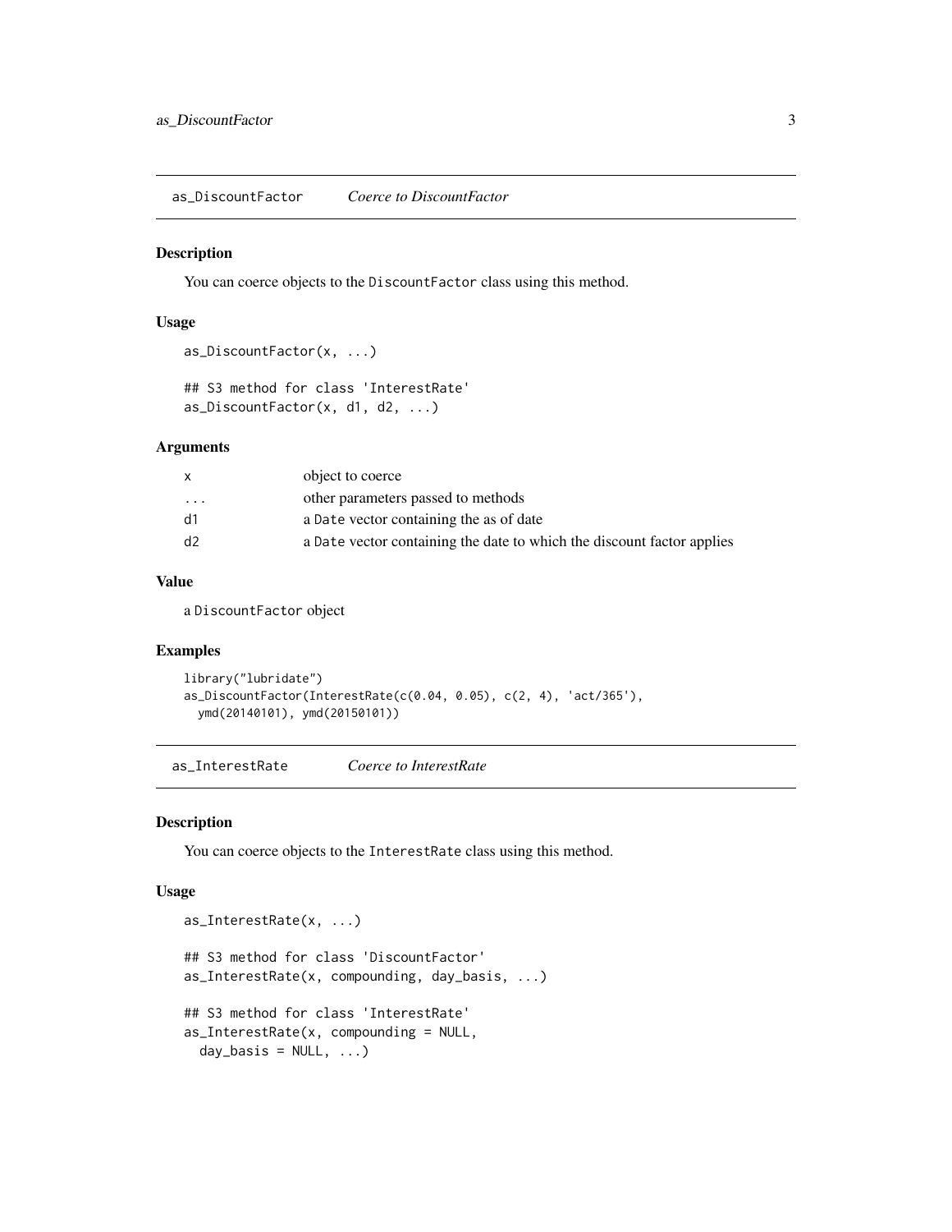## as_DiscountFactor — *Coerce to DiscountFactor*

### Description

You can coerce objects to the `DiscountFactor` class using this method.

### Usage

```
as_DiscountFactor(x, ...)

## S3 method for class 'InterestRate'
as_DiscountFactor(x, d1, d2, ...)
```

### Arguments

| | |
|---|---|
| x | object to coerce |
| ... | other parameters passed to methods |
| d1 | a `Date` vector containing the as of date |
| d2 | a `Date` vector containing the date to which the discount factor applies |

### Value

a `DiscountFactor` object

### Examples

```
library("lubridate")
as_DiscountFactor(InterestRate(c(0.04, 0.05), c(2, 4), 'act/365'),
  ymd(20140101), ymd(20150101))
```

## as_InterestRate — *Coerce to InterestRate*

### Description

You can coerce objects to the `InterestRate` class using this method.

### Usage

```
as_InterestRate(x, ...)

## S3 method for class 'DiscountFactor'
as_InterestRate(x, compounding, day_basis, ...)

## S3 method for class 'InterestRate'
as_InterestRate(x, compounding = NULL,
  day_basis = NULL, ...)
```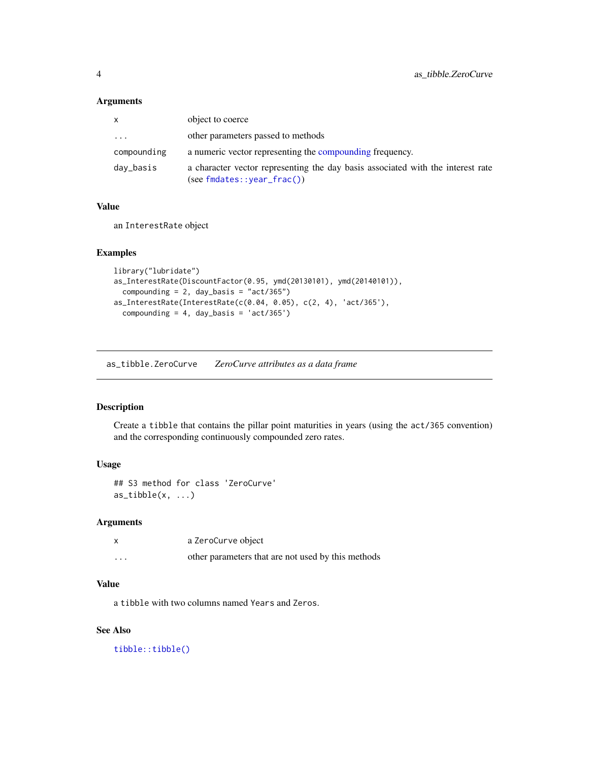### Arguments

| | |
|---|---|
| `x` | object to coerce |
| `...` | other parameters passed to methods |
| `compounding` | a numeric vector representing the compounding frequency. |
| `day_basis` | a character vector representing the day basis associated with the interest rate (see `fmdates::year_frac()`) |

### Value

an `InterestRate` object

### Examples

```
library("lubridate")
as_InterestRate(DiscountFactor(0.95, ymd(20130101), ymd(20140101)),
  compounding = 2, day_basis = "act/365")
as_InterestRate(InterestRate(c(0.04, 0.05), c(2, 4), 'act/365'),
  compounding = 4, day_basis = 'act/365')
```

---

## `as_tibble.ZeroCurve` *ZeroCurve attributes as a data frame*

### Description

Create a `tibble` that contains the pillar point maturities in years (using the `act/365` convention) and the corresponding continuously compounded zero rates.

### Usage

```
## S3 method for class 'ZeroCurve'
as_tibble(x, ...)
```

### Arguments

| | |
|---|---|
| `x` | a `ZeroCurve` object |
| `...` | other parameters that are not used by this methods |

### Value

a `tibble` with two columns named `Years` and `Zeros`.

### See Also

`tibble::tibble()`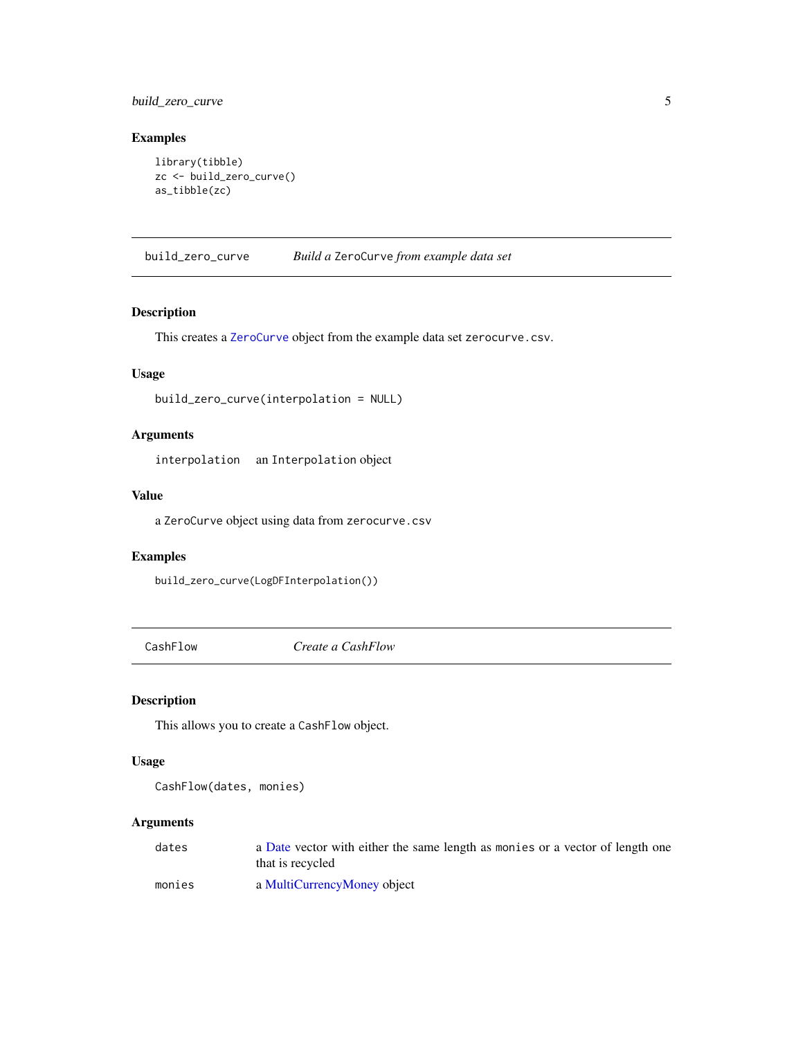## Examples

```
library(tibble)
zc <- build_zero_curve()
as_tibble(zc)
```

---

**build_zero_curve** *Build a* `ZeroCurve` *from example data set*

---

### Description

This creates a `ZeroCurve` object from the example data set `zerocurve.csv`.

### Usage

```
build_zero_curve(interpolation = NULL)
```

### Arguments

| | |
|---|---|
| `interpolation` | an `Interpolation` object |

### Value

a `ZeroCurve` object using data from `zerocurve.csv`

### Examples

```
build_zero_curve(LogDFInterpolation())
```

---

**CashFlow** *Create a CashFlow*

---

### Description

This allows you to create a `CashFlow` object.

### Usage

```
CashFlow(dates, monies)
```

### Arguments

| | |
|---|---|
| `dates` | a Date vector with either the same length as `monies` or a vector of length one that is recycled |
| `monies` | a MultiCurrencyMoney object |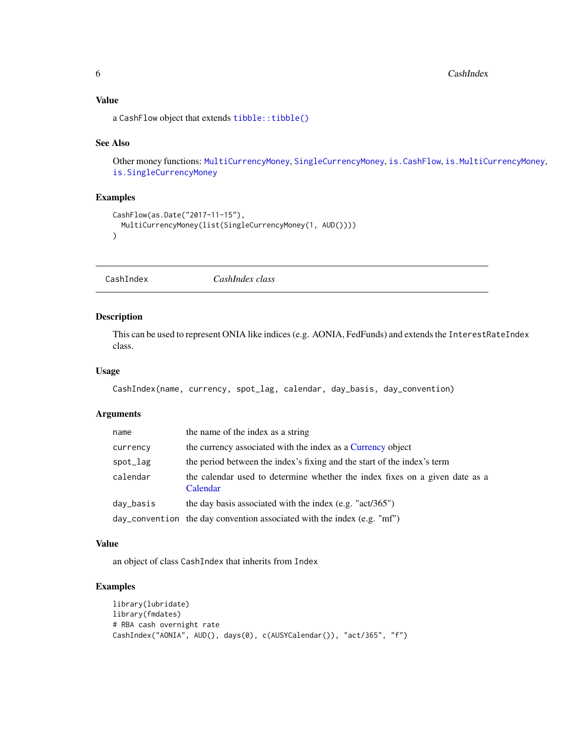### Value

a CashFlow object that extends tibble::tibble()

### See Also

Other money functions: MultiCurrencyMoney, SingleCurrencyMoney, is.CashFlow, is.MultiCurrencyMoney, is.SingleCurrencyMoney

### Examples

```
CashFlow(as.Date("2017-11-15"),
  MultiCurrencyMoney(list(SingleCurrencyMoney(1, AUD())))
)
```

---

## CashIndex — *CashIndex class*

### Description

This can be used to represent ONIA like indices (e.g. AONIA, FedFunds) and extends the InterestRateIndex class.

### Usage

```
CashIndex(name, currency, spot_lag, calendar, day_basis, day_convention)
```

### Arguments

| | |
|---|---|
| name | the name of the index as a string |
| currency | the currency associated with the index as a Currency object |
| spot_lag | the period between the index's fixing and the start of the index's term |
| calendar | the calendar used to determine whether the index fixes on a given date as a Calendar |
| day_basis | the day basis associated with the index (e.g. "act/365") |
| day_convention | the day convention associated with the index (e.g. "mf") |

### Value

an object of class CashIndex that inherits from Index

### Examples

```
library(lubridate)
library(fmdates)
# RBA cash overnight rate
CashIndex("AONIA", AUD(), days(0), c(AUSYCalendar()), "act/365", "f")
```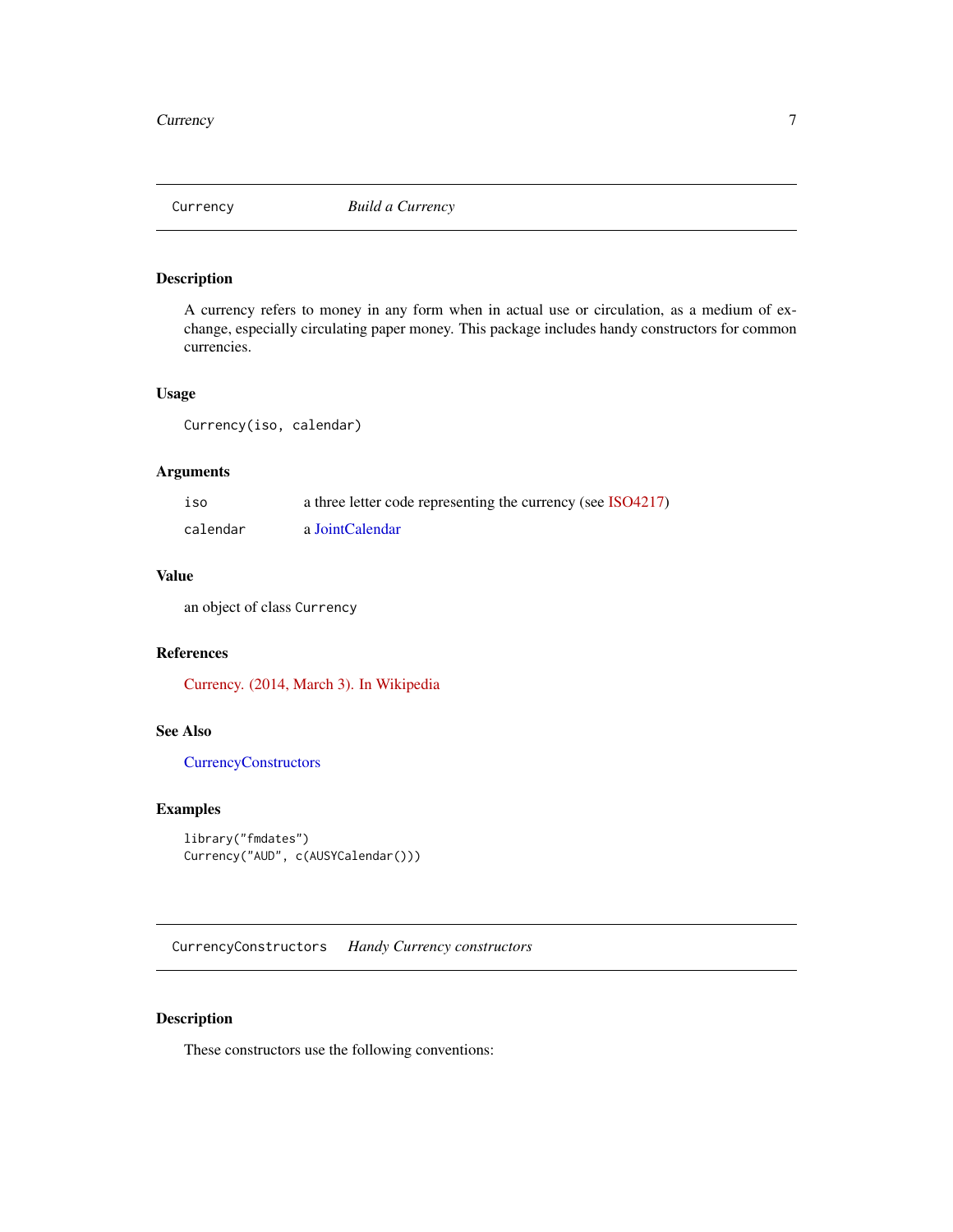## Currency — *Build a Currency*

### Description

A currency refers to money in any form when in actual use or circulation, as a medium of exchange, especially circulating paper money. This package includes handy constructors for common currencies.

### Usage

```
Currency(iso, calendar)
```

### Arguments

| | |
|---|---|
| `iso` | a three letter code representing the currency (see ISO4217) |
| `calendar` | a JointCalendar |

### Value

an object of class `Currency`

### References

Currency. (2014, March 3). In Wikipedia

### See Also

CurrencyConstructors

### Examples

```
library("fmdates")
Currency("AUD", c(AUSYCalendar()))
```

## CurrencyConstructors — *Handy Currency constructors*

### Description

These constructors use the following conventions: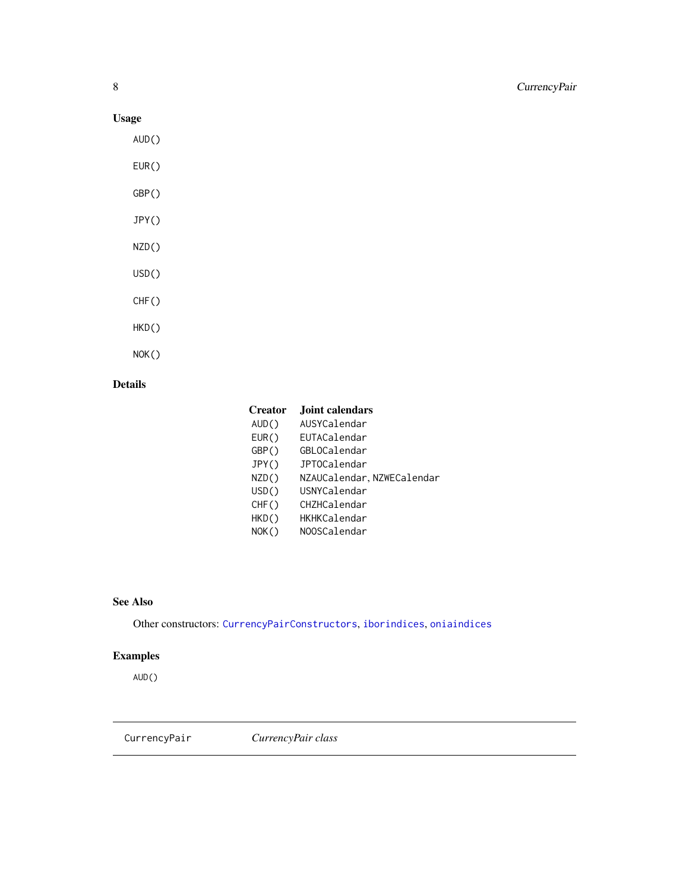## Usage

```
AUD()

EUR()

GBP()

JPY()

NZD()

USD()

CHF()

HKD()

NOK()
```

## Details

| Creator | Joint calendars |
|---|---|
| AUD() | AUSYCalendar |
| EUR() | EUTACalendar |
| GBP() | GBLOCalendar |
| JPY() | JPTOCalendar |
| NZD() | NZAUCalendar, NZWECalendar |
| USD() | USNYCalendar |
| CHF() | CHZHCalendar |
| HKD() | HKHKCalendar |
| NOK() | NOOSCalendar |

## See Also

Other constructors: CurrencyPairConstructors, iborindices, oniaindices

## Examples

```
AUD()
```

---

CurrencyPair &nbsp;&nbsp;&nbsp;&nbsp; *CurrencyPair class*

---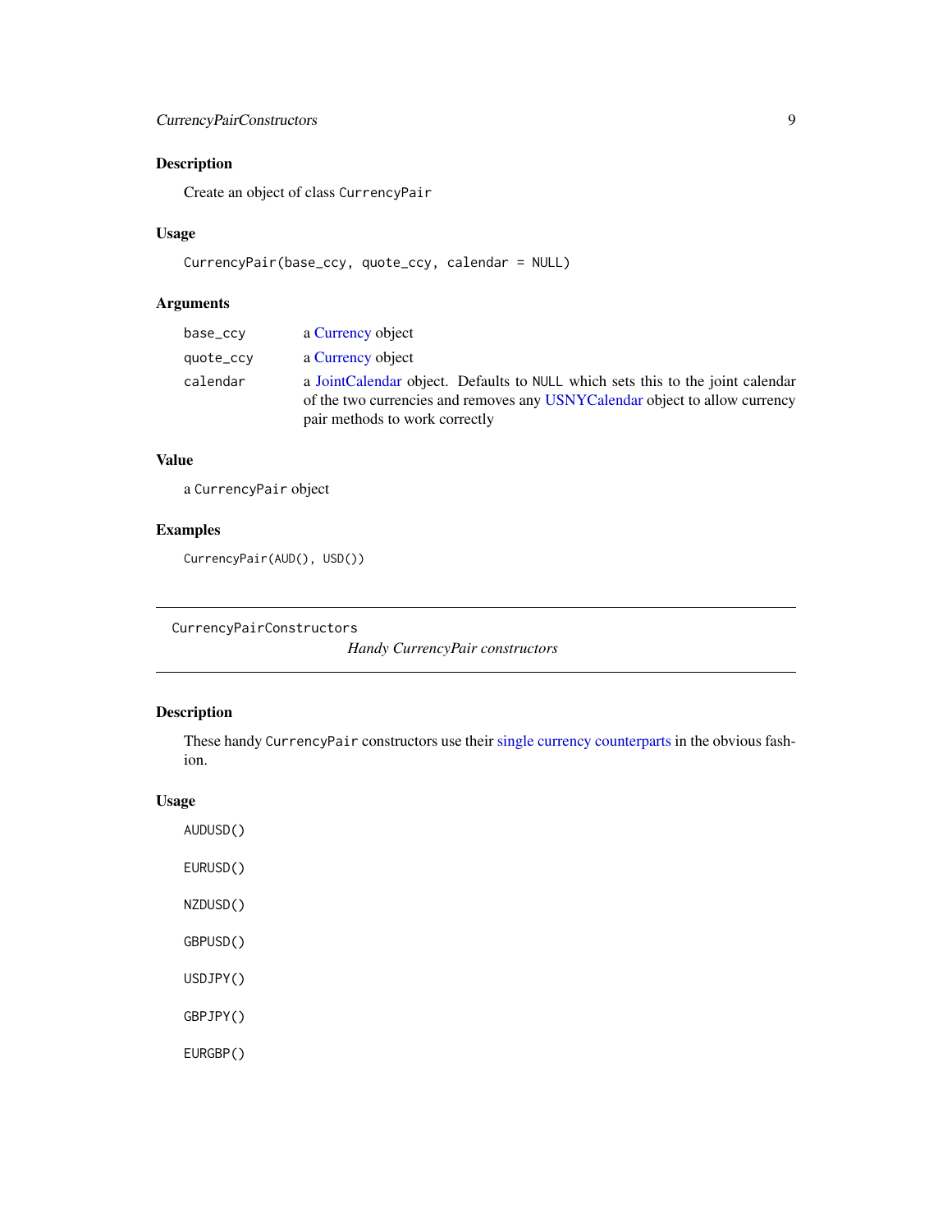### Description

Create an object of class `CurrencyPair`

### Usage

```
CurrencyPair(base_ccy, quote_ccy, calendar = NULL)
```

### Arguments

| | |
|---|---|
| `base_ccy` | a Currency object |
| `quote_ccy` | a Currency object |
| `calendar` | a JointCalendar object. Defaults to `NULL` which sets this to the joint calendar of the two currencies and removes any USNYCalendar object to allow currency pair methods to work correctly |

### Value

a `CurrencyPair` object

### Examples

```
CurrencyPair(AUD(), USD())
```

---

## CurrencyPairConstructors

*Handy CurrencyPair constructors*

---

### Description

These handy `CurrencyPair` constructors use their single currency counterparts in the obvious fashion.

### Usage

```
AUDUSD()

EURUSD()

NZDUSD()

GBPUSD()

USDJPY()

GBPJPY()

EURGBP()
```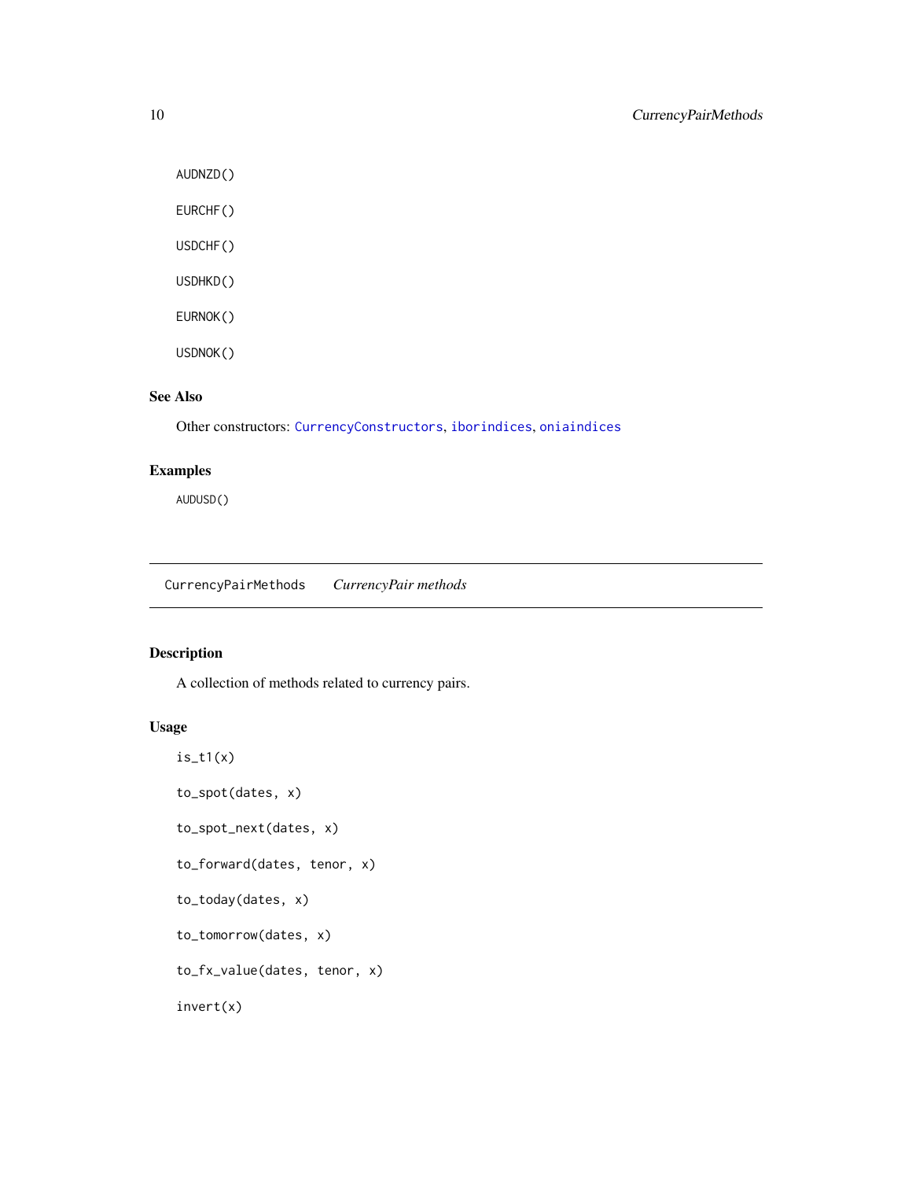```
AUDNZD()

EURCHF()

USDCHF()

USDHKD()

EURNOK()

USDNOK()
```

## See Also

Other constructors: CurrencyConstructors, iborindices, oniaindices

## Examples

```
AUDUSD()
```

---

# CurrencyPairMethods — *CurrencyPair methods*

## Description

A collection of methods related to currency pairs.

## Usage

```
is_t1(x)

to_spot(dates, x)

to_spot_next(dates, x)

to_forward(dates, tenor, x)

to_today(dates, x)

to_tomorrow(dates, x)

to_fx_value(dates, tenor, x)

invert(x)
```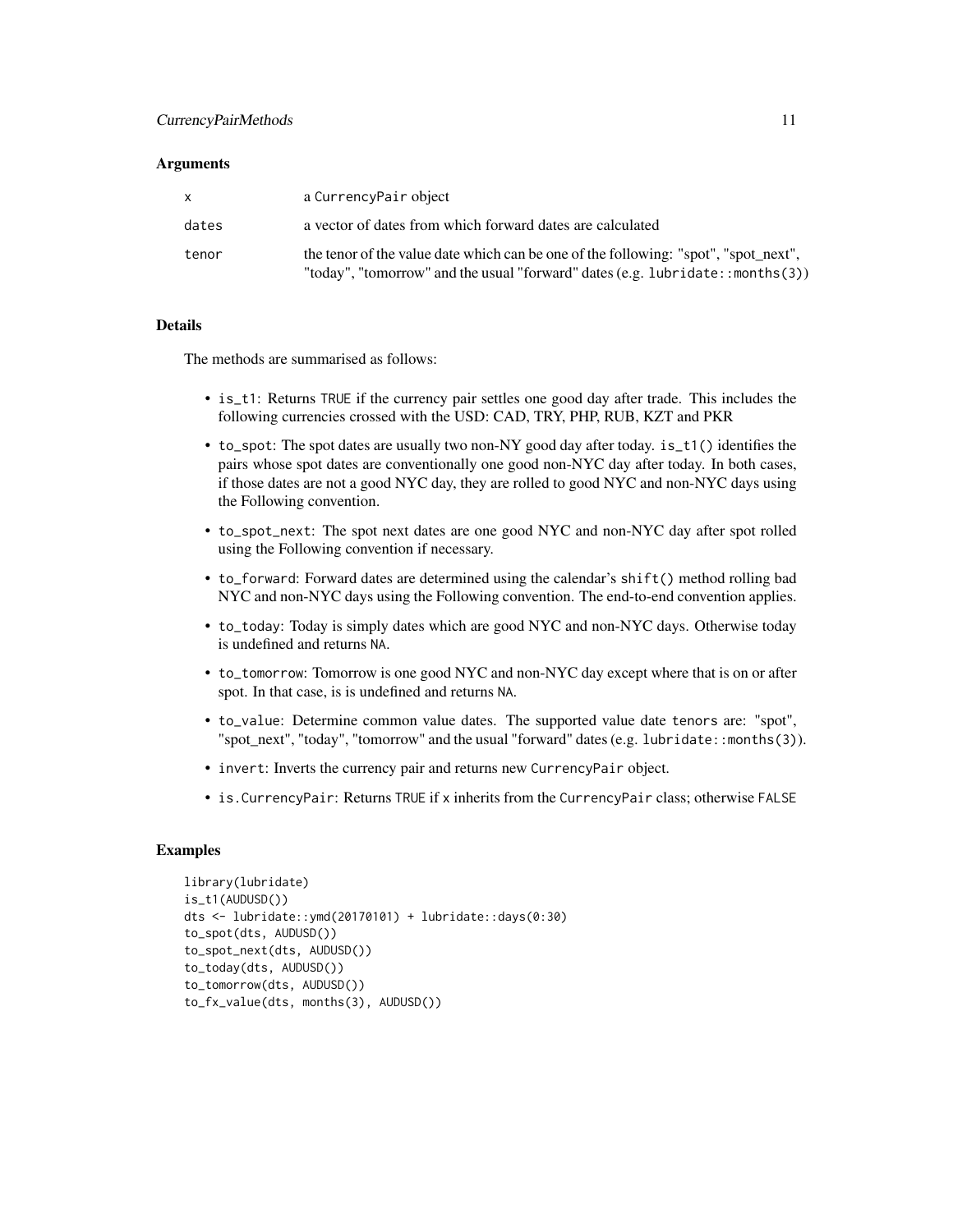### Arguments

| | |
|---|---|
| `x` | a `CurrencyPair` object |
| `dates` | a vector of dates from which forward dates are calculated |
| `tenor` | the tenor of the value date which can be one of the following: "spot", "spot_next", "today", "tomorrow" and the usual "forward" dates (e.g. `lubridate::months(3)`) |

### Details

The methods are summarised as follows:

- `is_t1`: Returns `TRUE` if the currency pair settles one good day after trade. This includes the following currencies crossed with the USD: CAD, TRY, PHP, RUB, KZT and PKR
- `to_spot`: The spot dates are usually two non-NY good day after today. `is_t1()` identifies the pairs whose spot dates are conventionally one good non-NYC day after today. In both cases, if those dates are not a good NYC day, they are rolled to good NYC and non-NYC days using the Following convention.
- `to_spot_next`: The spot next dates are one good NYC and non-NYC day after spot rolled using the Following convention if necessary.
- `to_forward`: Forward dates are determined using the calendar's `shift()` method rolling bad NYC and non-NYC days using the Following convention. The end-to-end convention applies.
- `to_today`: Today is simply dates which are good NYC and non-NYC days. Otherwise today is undefined and returns `NA`.
- `to_tomorrow`: Tomorrow is one good NYC and non-NYC day except where that is on or after spot. In that case, is is undefined and returns `NA`.
- `to_value`: Determine common value dates. The supported value date `tenors` are: "spot", "spot_next", "today", "tomorrow" and the usual "forward" dates (e.g. `lubridate::months(3)`).
- `invert`: Inverts the currency pair and returns new `CurrencyPair` object.
- `is.CurrencyPair`: Returns `TRUE` if `x` inherits from the `CurrencyPair` class; otherwise `FALSE`

### Examples

```
library(lubridate)
is_t1(AUDUSD())
dts <- lubridate::ymd(20170101) + lubridate::days(0:30)
to_spot(dts, AUDUSD())
to_spot_next(dts, AUDUSD())
to_today(dts, AUDUSD())
to_tomorrow(dts, AUDUSD())
to_fx_value(dts, months(3), AUDUSD())
```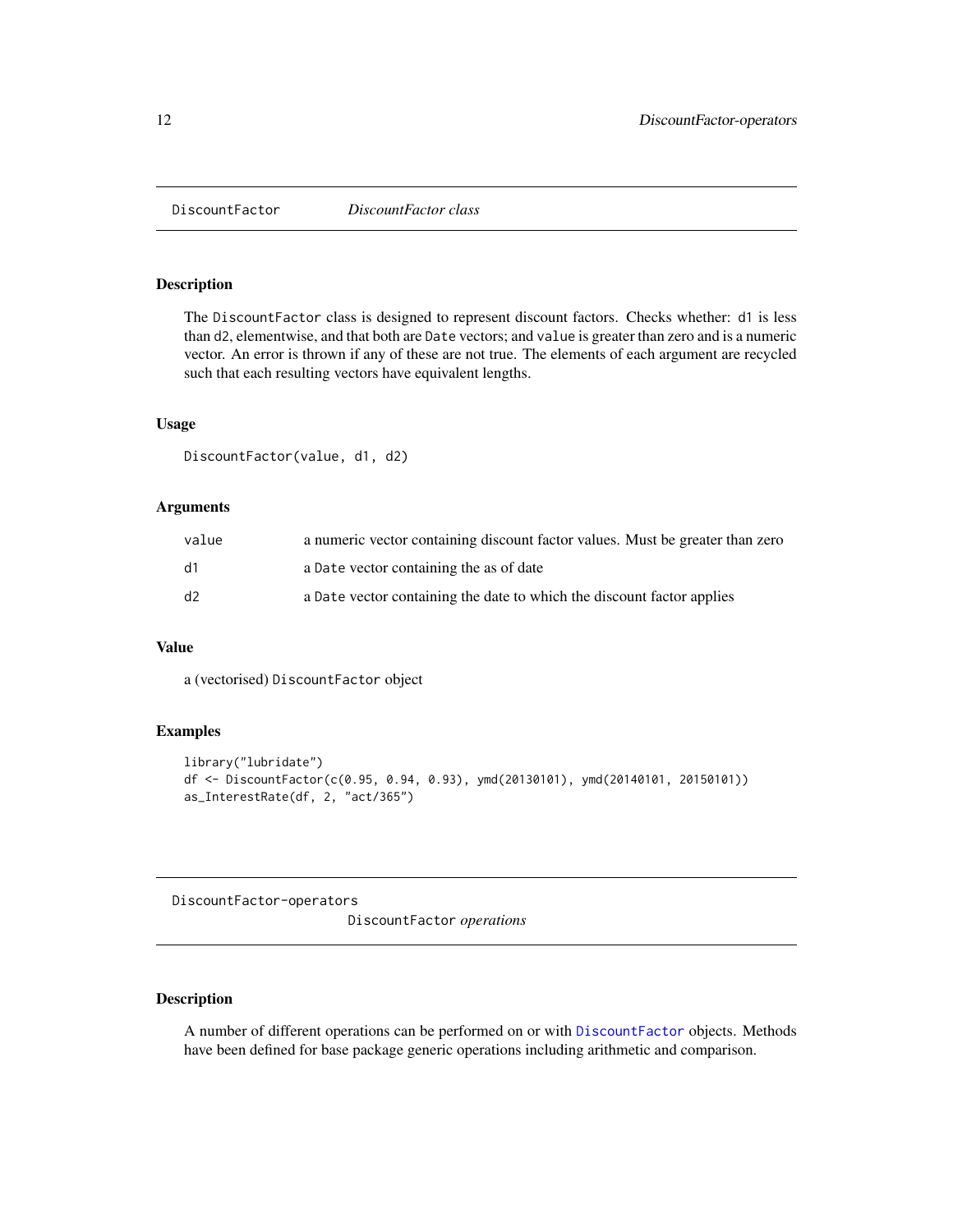## DiscountFactor — *DiscountFactor class*

### Description

The `DiscountFactor` class is designed to represent discount factors. Checks whether: `d1` is less than `d2`, elementwise, and that both are `Date` vectors; and `value` is greater than zero and is a numeric vector. An error is thrown if any of these are not true. The elements of each argument are recycled such that each resulting vectors have equivalent lengths.

### Usage

```
DiscountFactor(value, d1, d2)
```

### Arguments

| | |
|---|---|
| `value` | a numeric vector containing discount factor values. Must be greater than zero |
| `d1` | a `Date` vector containing the as of date |
| `d2` | a `Date` vector containing the date to which the discount factor applies |

### Value

a (vectorised) `DiscountFactor` object

### Examples

```
library("lubridate")
df <- DiscountFactor(c(0.95, 0.94, 0.93), ymd(20130101), ymd(20140101, 20150101))
as_InterestRate(df, 2, "act/365")
```

## DiscountFactor-operators — `DiscountFactor` *operations*

### Description

A number of different operations can be performed on or with `DiscountFactor` objects. Methods have been defined for base package generic operations including arithmetic and comparison.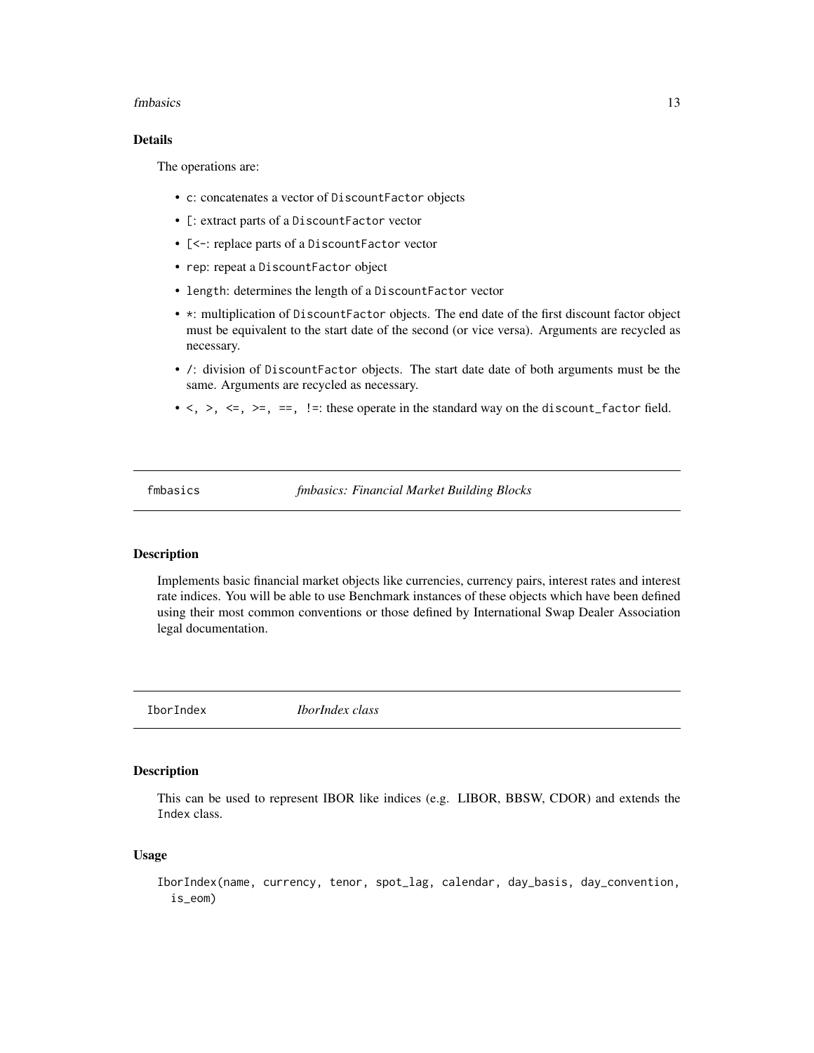### Details

The operations are:

- `c`: concatenates a vector of `DiscountFactor` objects
- `[`: extract parts of a `DiscountFactor` vector
- `[<-`: replace parts of a `DiscountFactor` vector
- `rep`: repeat a `DiscountFactor` object
- `length`: determines the length of a `DiscountFactor` vector
- `*`: multiplication of `DiscountFactor` objects. The end date of the first discount factor object must be equivalent to the start date of the second (or vice versa). Arguments are recycled as necessary.
- `/`: division of `DiscountFactor` objects. The start date date of both arguments must be the same. Arguments are recycled as necessary.
- `<, >, <=, >=, ==, !=`: these operate in the standard way on the `discount_factor` field.

---

## fmbasics — *fmbasics: Financial Market Building Blocks*

### Description

Implements basic financial market objects like currencies, currency pairs, interest rates and interest rate indices. You will be able to use Benchmark instances of these objects which have been defined using their most common conventions or those defined by International Swap Dealer Association legal documentation.

---

## IborIndex — *IborIndex class*

### Description

This can be used to represent IBOR like indices (e.g. LIBOR, BBSW, CDOR) and extends the `Index` class.

### Usage

```
IborIndex(name, currency, tenor, spot_lag, calendar, day_basis, day_convention,
  is_eom)
```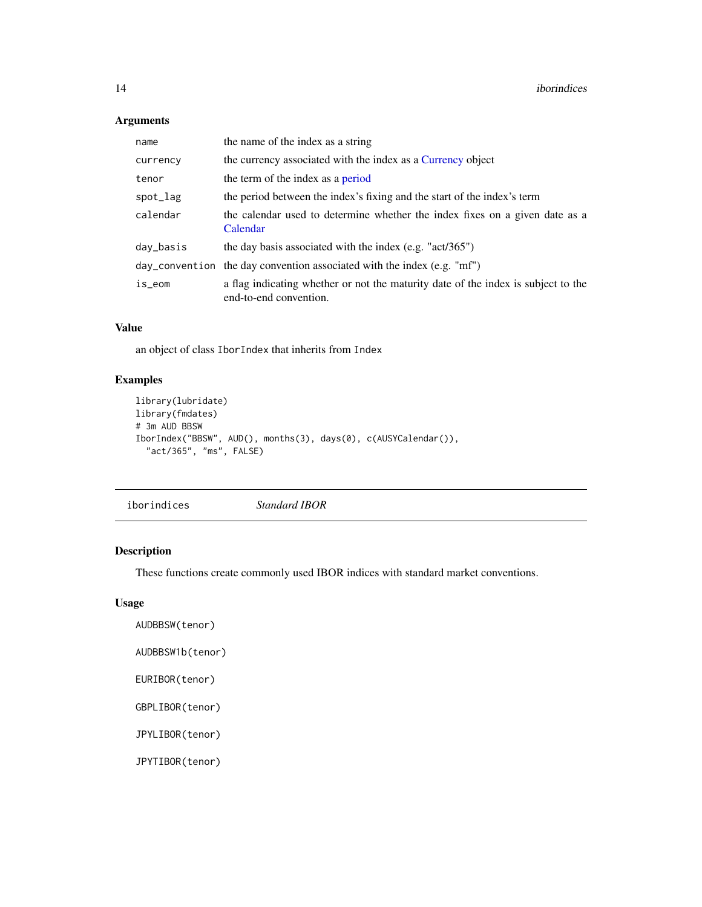### Arguments

| | |
|---|---|
| name | the name of the index as a string |
| currency | the currency associated with the index as a Currency object |
| tenor | the term of the index as a period |
| spot_lag | the period between the index's fixing and the start of the index's term |
| calendar | the calendar used to determine whether the index fixes on a given date as a Calendar |
| day_basis | the day basis associated with the index (e.g. "act/365") |
| day_convention | the day convention associated with the index (e.g. "mf") |
| is_eom | a flag indicating whether or not the maturity date of the index is subject to the end-to-end convention. |

### Value

an object of class IborIndex that inherits from Index

### Examples

```
library(lubridate)
library(fmdates)
# 3m AUD BBSW
IborIndex("BBSW", AUD(), months(3), days(0), c(AUSYCalendar()),
  "act/365", "ms", FALSE)
```

---

## iborindices    *Standard IBOR*

### Description

These functions create commonly used IBOR indices with standard market conventions.

### Usage

```
AUDBBSW(tenor)

AUDBBSW1b(tenor)

EURIBOR(tenor)

GBPLIBOR(tenor)

JPYLIBOR(tenor)

JPYTIBOR(tenor)
```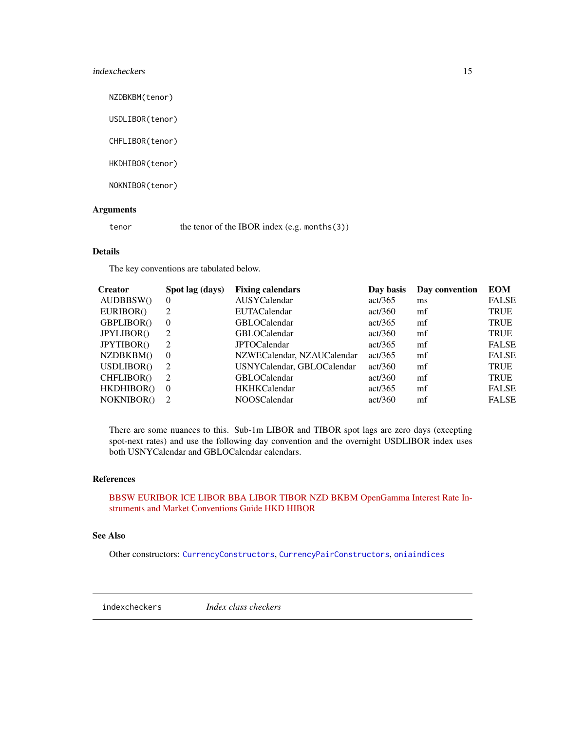```
NZDBKBM(tenor)

USDLIBOR(tenor)

CHFLIBOR(tenor)

HKDHIBOR(tenor)

NOKNIBOR(tenor)
```

### Arguments

`tenor` the tenor of the IBOR index (e.g. `months(3)`)

### Details

The key conventions are tabulated below.

| Creator | Spot lag (days) | Fixing calendars | Day basis | Day convention | EOM |
|---|---|---|---|---|---|
| AUDBBSW() | 0 | AUSYCalendar | act/365 | ms | FALSE |
| EURIBOR() | 2 | EUTACalendar | act/360 | mf | TRUE |
| GBPLIBOR() | 0 | GBLOCalendar | act/365 | mf | TRUE |
| JPYLIBOR() | 2 | GBLOCalendar | act/360 | mf | TRUE |
| JPYTIBOR() | 2 | JPTOCalendar | act/365 | mf | FALSE |
| NZDBKBM() | 0 | NZWECalendar, NZAUCalendar | act/365 | mf | FALSE |
| USDLIBOR() | 2 | USNYCalendar, GBLOCalendar | act/360 | mf | TRUE |
| CHFLIBOR() | 2 | GBLOCalendar | act/360 | mf | TRUE |
| HKDHIBOR() | 0 | HKHKCalendar | act/365 | mf | FALSE |
| NOKNIBOR() | 2 | NOOSCalendar | act/360 | mf | FALSE |

There are some nuances to this. Sub-1m LIBOR and TIBOR spot lags are zero days (excepting spot-next rates) and use the following day convention and the overnight USDLIBOR index uses both USNYCalendar and GBLOCalendar calendars.

### References

BBSW EURIBOR ICE LIBOR BBA LIBOR TIBOR NZD BKBM OpenGamma Interest Rate Instruments and Market Conventions Guide HKD HIBOR

### See Also

Other constructors: `CurrencyConstructors`, `CurrencyPairConstructors`, `oniaindices`

---

## indexcheckers — *Index class checkers*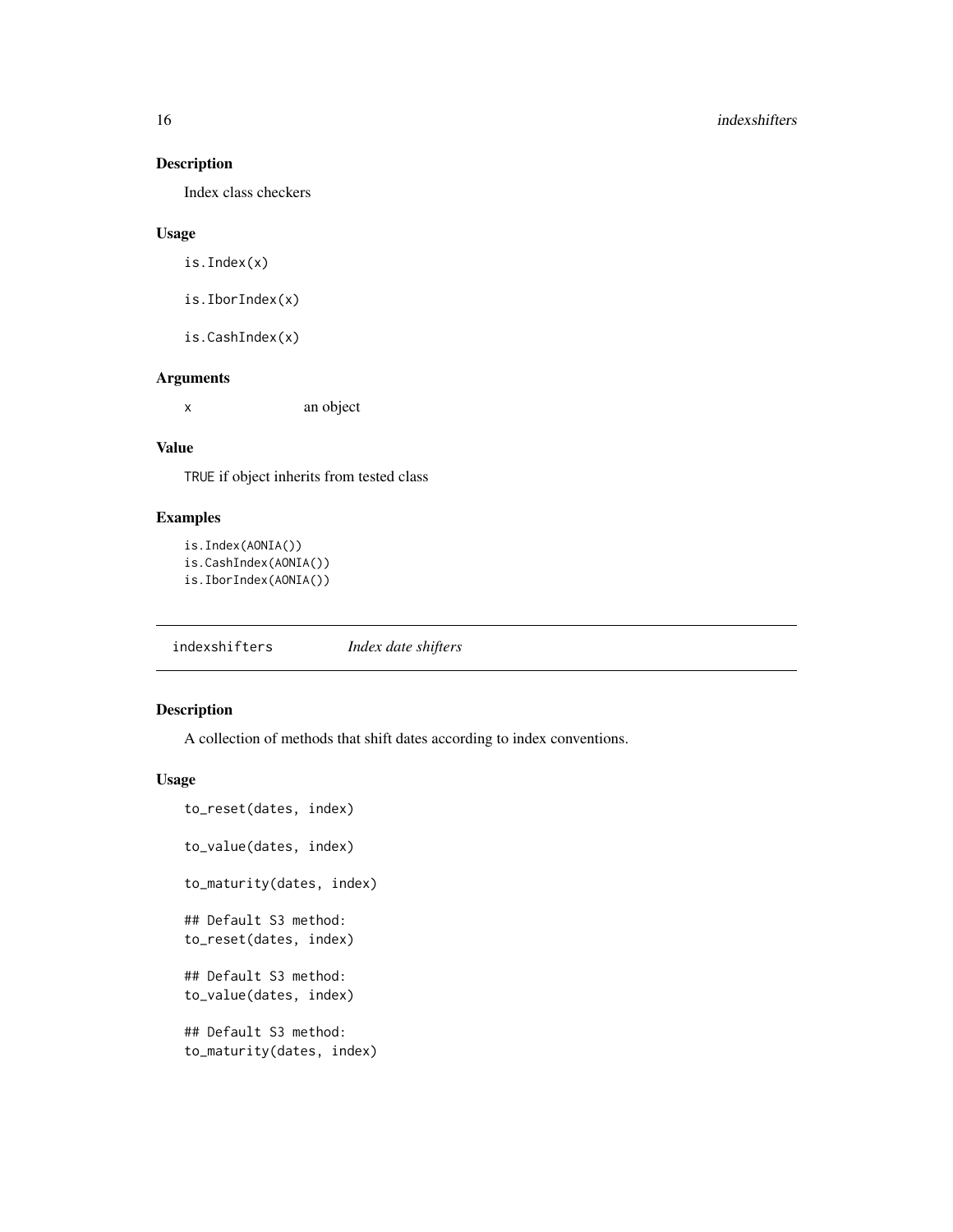## Description

Index class checkers

## Usage

```
is.Index(x)

is.IborIndex(x)

is.CashIndex(x)
```

## Arguments

| | |
|---|---|
| x | an object |

## Value

TRUE if object inherits from tested class

## Examples

```
is.Index(AONIA())
is.CashIndex(AONIA())
is.IborIndex(AONIA())
```

---

# indexshifters *Index date shifters*

---

## Description

A collection of methods that shift dates according to index conventions.

## Usage

```
to_reset(dates, index)

to_value(dates, index)

to_maturity(dates, index)

## Default S3 method:
to_reset(dates, index)

## Default S3 method:
to_value(dates, index)

## Default S3 method:
to_maturity(dates, index)
```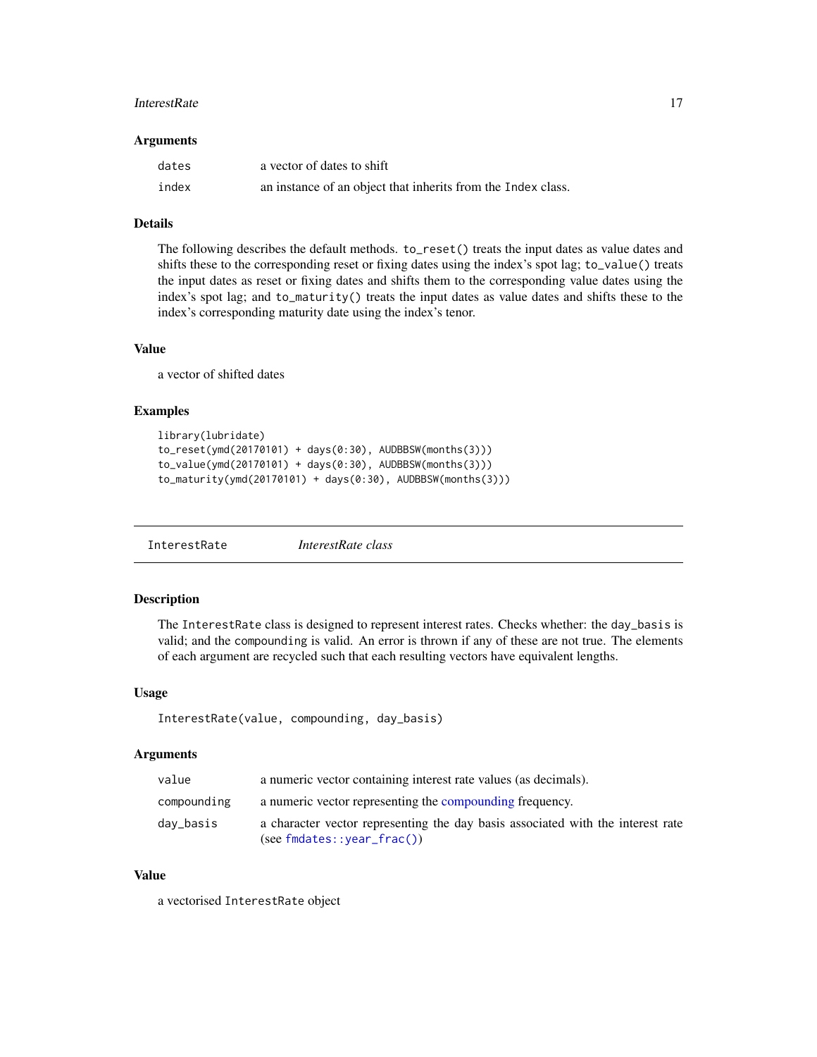## Arguments

| | |
|---|---|
| `dates` | a vector of dates to shift |
| `index` | an instance of an object that inherits from the `Index` class. |

## Details

The following describes the default methods. `to_reset()` treats the input dates as value dates and shifts these to the corresponding reset or fixing dates using the index's spot lag; `to_value()` treats the input dates as reset or fixing dates and shifts them to the corresponding value dates using the index's spot lag; and `to_maturity()` treats the input dates as value dates and shifts these to the index's corresponding maturity date using the index's tenor.

## Value

a vector of shifted dates

## Examples

```
library(lubridate)
to_reset(ymd(20170101) + days(0:30), AUDBBSW(months(3)))
to_value(ymd(20170101) + days(0:30), AUDBBSW(months(3)))
to_maturity(ymd(20170101) + days(0:30), AUDBBSW(months(3)))
```

---

# `InterestRate` *InterestRate class*

---

## Description

The `InterestRate` class is designed to represent interest rates. Checks whether: the `day_basis` is valid; and the `compounding` is valid. An error is thrown if any of these are not true. The elements of each argument are recycled such that each resulting vectors have equivalent lengths.

## Usage

```
InterestRate(value, compounding, day_basis)
```

## Arguments

| | |
|---|---|
| `value` | a numeric vector containing interest rate values (as decimals). |
| `compounding` | a numeric vector representing the compounding frequency. |
| `day_basis` | a character vector representing the day basis associated with the interest rate (see `fmdates::year_frac()`) |

## Value

a vectorised `InterestRate` object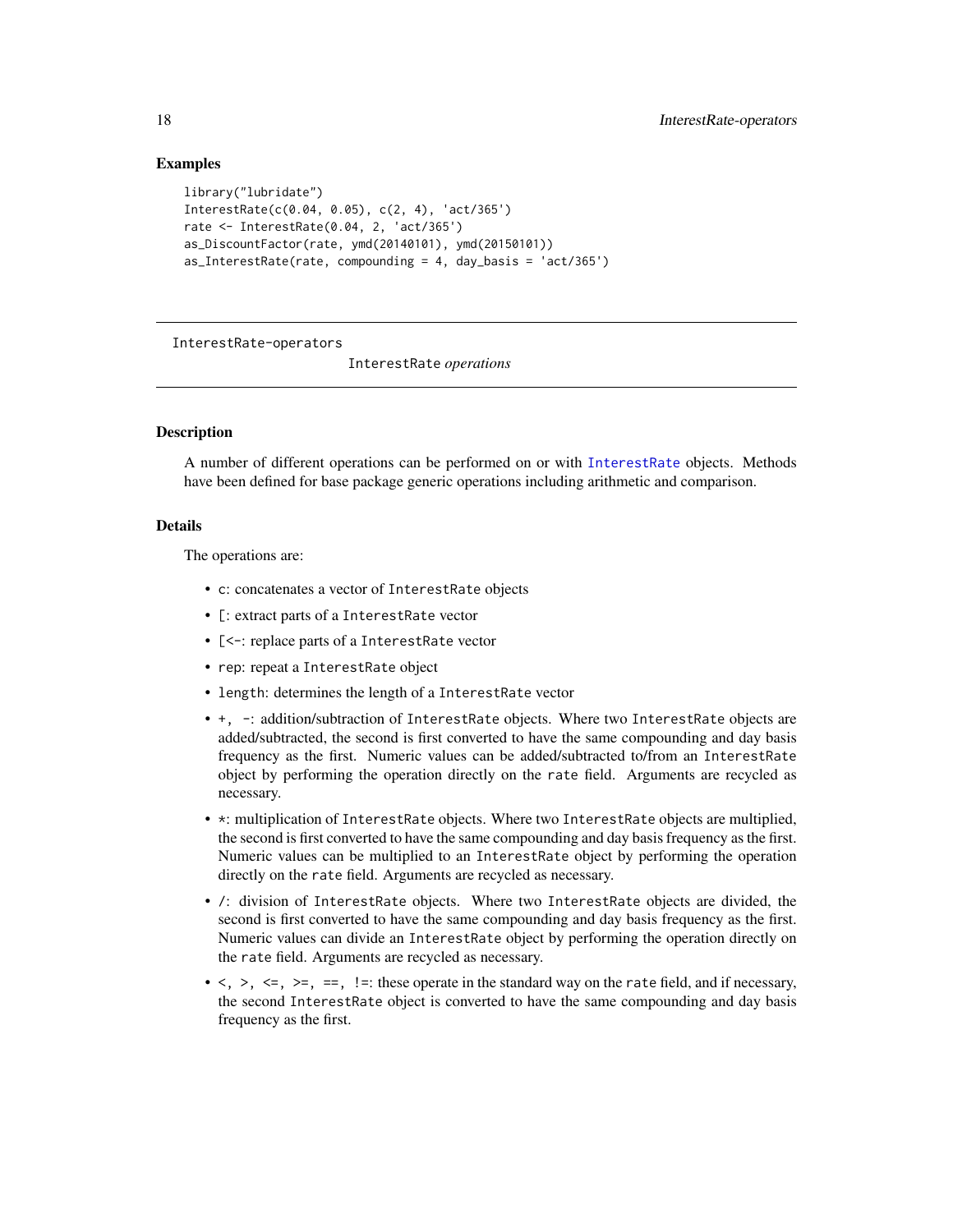### Examples

```
library("lubridate")
InterestRate(c(0.04, 0.05), c(2, 4), 'act/365')
rate <- InterestRate(0.04, 2, 'act/365')
as_DiscountFactor(rate, ymd(20140101), ymd(20150101))
as_InterestRate(rate, compounding = 4, day_basis = 'act/365')
```

---

InterestRate-operators

*`InterestRate` operations*

---

### Description

A number of different operations can be performed on or with `InterestRate` objects. Methods have been defined for base package generic operations including arithmetic and comparison.

### Details

The operations are:

- `c`: concatenates a vector of `InterestRate` objects
- `[`: extract parts of a `InterestRate` vector
- `[<-`: replace parts of a `InterestRate` vector
- `rep`: repeat a `InterestRate` object
- `length`: determines the length of a `InterestRate` vector
- `+`, `-`: addition/subtraction of `InterestRate` objects. Where two `InterestRate` objects are added/subtracted, the second is first converted to have the same compounding and day basis frequency as the first. Numeric values can be added/subtracted to/from an `InterestRate` object by performing the operation directly on the `rate` field. Arguments are recycled as necessary.
- `*`: multiplication of `InterestRate` objects. Where two `InterestRate` objects are multiplied, the second is first converted to have the same compounding and day basis frequency as the first. Numeric values can be multiplied to an `InterestRate` object by performing the operation directly on the `rate` field. Arguments are recycled as necessary.
- `/`: division of `InterestRate` objects. Where two `InterestRate` objects are divided, the second is first converted to have the same compounding and day basis frequency as the first. Numeric values can divide an `InterestRate` object by performing the operation directly on the `rate` field. Arguments are recycled as necessary.
- `<`, `>`, `<=`, `>=`, `==`, `!=`: these operate in the standard way on the `rate` field, and if necessary, the second `InterestRate` object is converted to have the same compounding and day basis frequency as the first.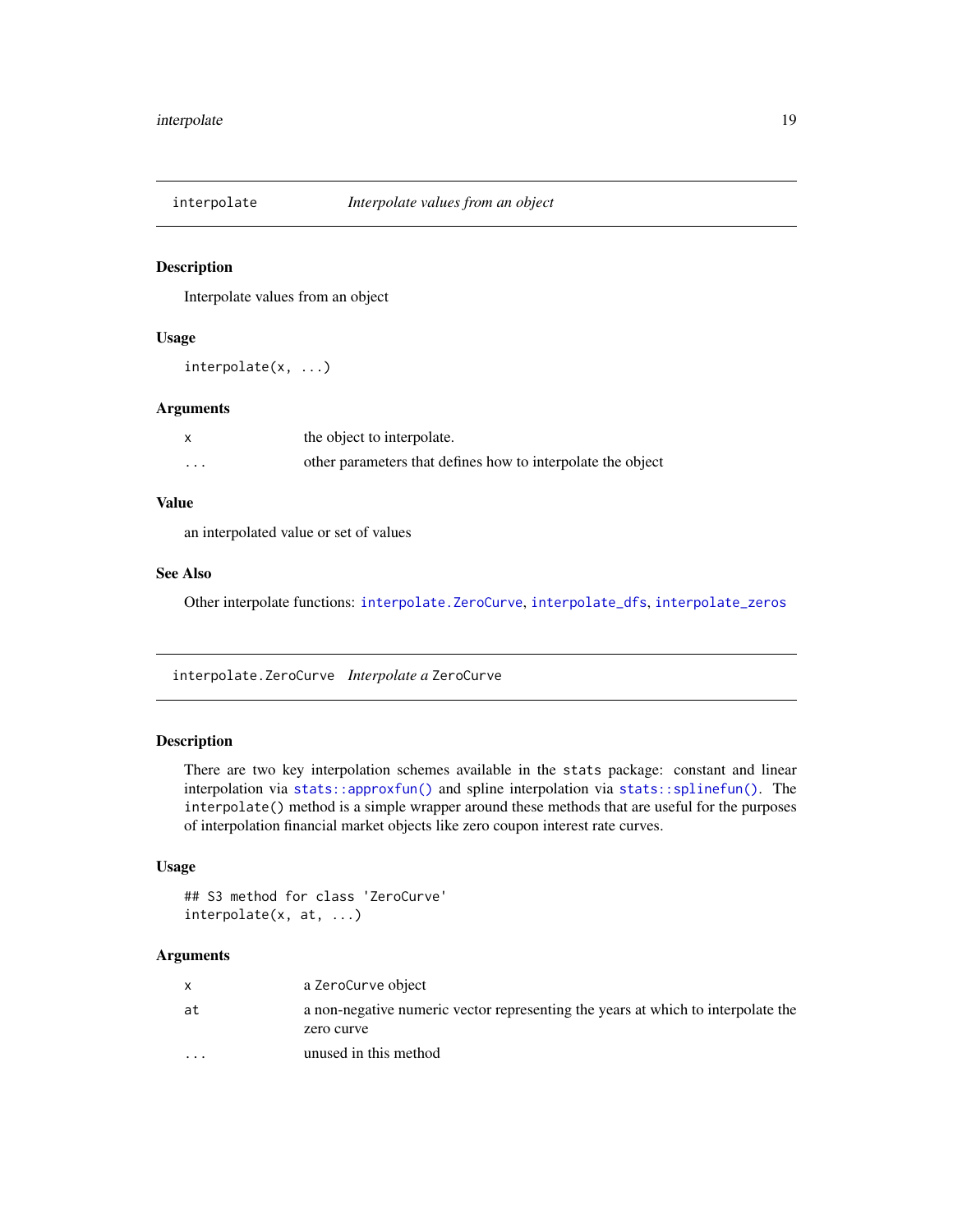## `interpolate` — *Interpolate values from an object*

### Description

Interpolate values from an object

### Usage

```
interpolate(x, ...)
```

### Arguments

| | |
|---|---|
| `x` | the object to interpolate. |
| `...` | other parameters that defines how to interpolate the object |

### Value

an interpolated value or set of values

### See Also

Other interpolate functions: `interpolate.ZeroCurve`, `interpolate_dfs`, `interpolate_zeros`

## `interpolate.ZeroCurve` — *Interpolate a* `ZeroCurve`

### Description

There are two key interpolation schemes available in the `stats` package: constant and linear interpolation via `stats::approxfun()` and spline interpolation via `stats::splinefun()`. The `interpolate()` method is a simple wrapper around these methods that are useful for the purposes of interpolation financial market objects like zero coupon interest rate curves.

### Usage

```
## S3 method for class 'ZeroCurve'
interpolate(x, at, ...)
```

### Arguments

| | |
|---|---|
| `x` | a `ZeroCurve` object |
| `at` | a non-negative numeric vector representing the years at which to interpolate the zero curve |
| `...` | unused in this method |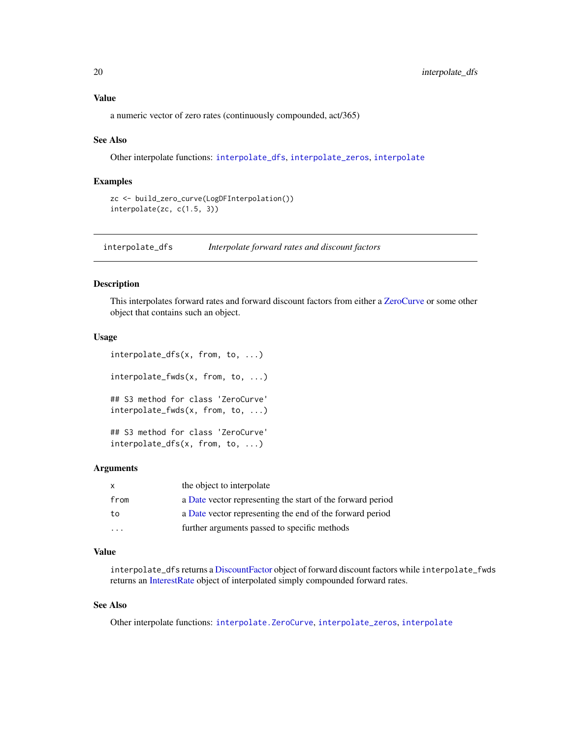### Value

a numeric vector of zero rates (continuously compounded, act/365)

### See Also

Other interpolate functions: `interpolate_dfs`, `interpolate_zeros`, `interpolate`

### Examples

```
zc <- build_zero_curve(LogDFInterpolation())
interpolate(zc, c(1.5, 3))
```

---

## interpolate_dfs — *Interpolate forward rates and discount factors*

---

### Description

This interpolates forward rates and forward discount factors from either a ZeroCurve or some other object that contains such an object.

### Usage

```
interpolate_dfs(x, from, to, ...)

interpolate_fwds(x, from, to, ...)

## S3 method for class 'ZeroCurve'
interpolate_fwds(x, from, to, ...)

## S3 method for class 'ZeroCurve'
interpolate_dfs(x, from, to, ...)
```

### Arguments

| | |
|---|---|
| `x` | the object to interpolate |
| `from` | a Date vector representing the start of the forward period |
| `to` | a Date vector representing the end of the forward period |
| `...` | further arguments passed to specific methods |

### Value

`interpolate_dfs` returns a DiscountFactor object of forward discount factors while `interpolate_fwds` returns an InterestRate object of interpolated simply compounded forward rates.

### See Also

Other interpolate functions: `interpolate.ZeroCurve`, `interpolate_zeros`, `interpolate`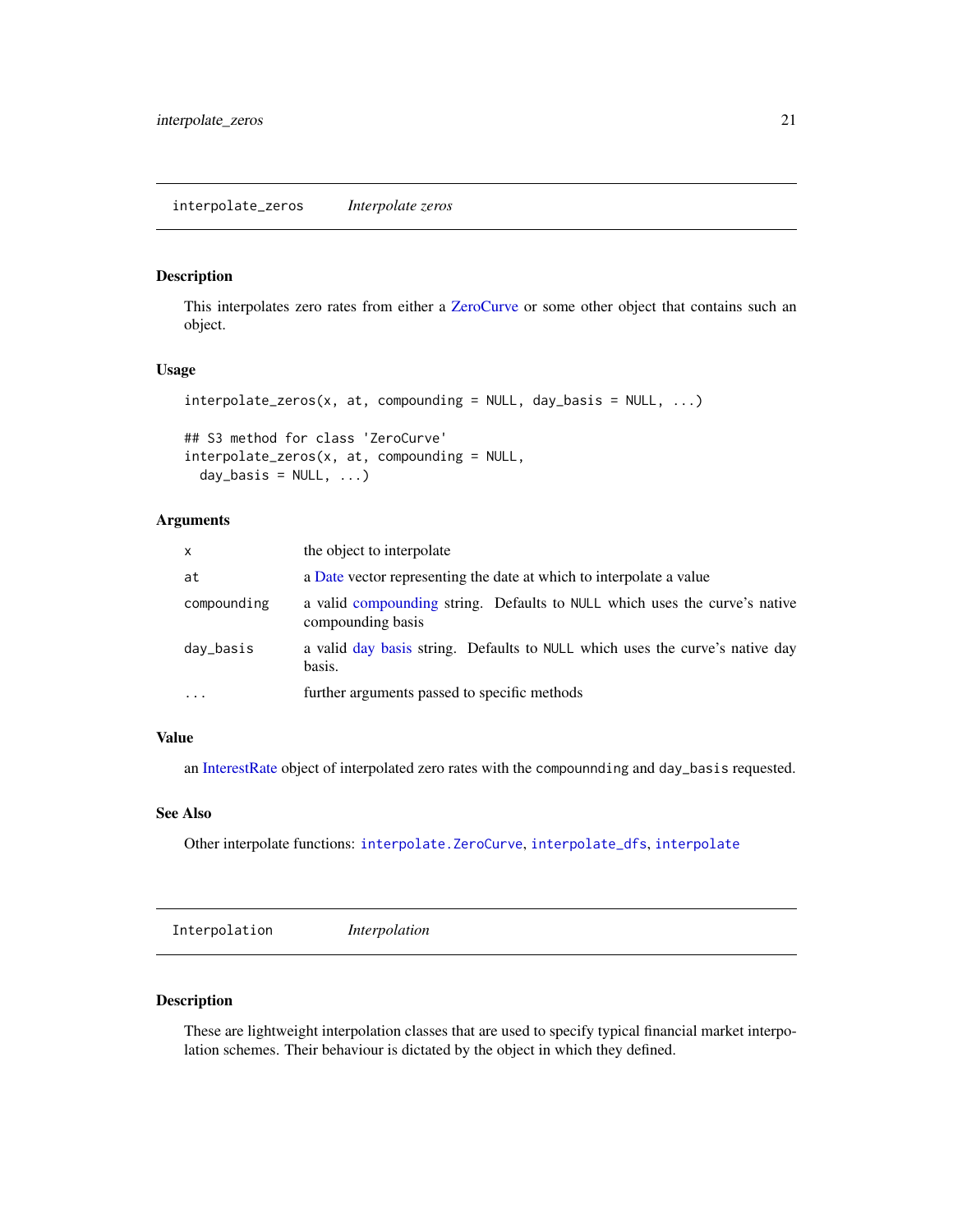## interpolate_zeros *Interpolate zeros*

### Description

This interpolates zero rates from either a ZeroCurve or some other object that contains such an object.

### Usage

```
interpolate_zeros(x, at, compounding = NULL, day_basis = NULL, ...)

## S3 method for class 'ZeroCurve'
interpolate_zeros(x, at, compounding = NULL,
  day_basis = NULL, ...)
```

### Arguments

| | |
|---|---|
| `x` | the object to interpolate |
| `at` | a Date vector representing the date at which to interpolate a value |
| `compounding` | a valid compounding string. Defaults to `NULL` which uses the curve's native compounding basis |
| `day_basis` | a valid day basis string. Defaults to `NULL` which uses the curve's native day basis. |
| `...` | further arguments passed to specific methods |

### Value

an InterestRate object of interpolated zero rates with the `compounnding` and `day_basis` requested.

### See Also

Other interpolate functions: `interpolate.ZeroCurve`, `interpolate_dfs`, `interpolate`

## Interpolation *Interpolation*

### Description

These are lightweight interpolation classes that are used to specify typical financial market interpolation schemes. Their behaviour is dictated by the object in which they defined.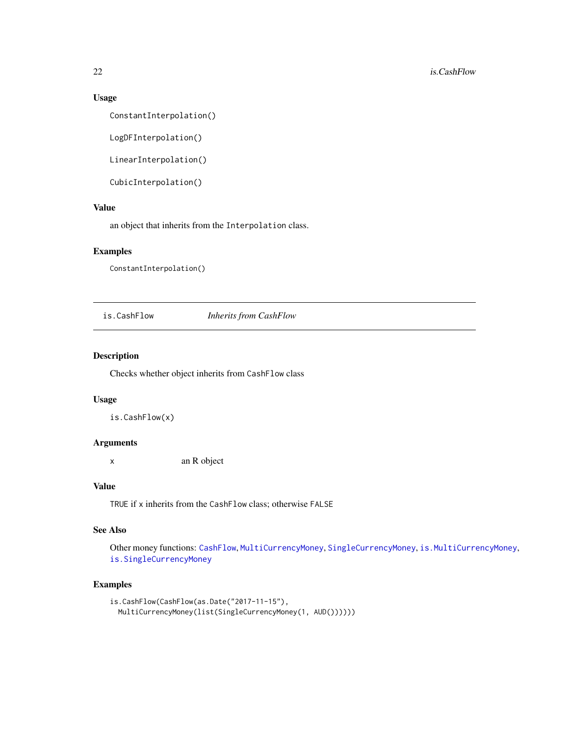### Usage

```
ConstantInterpolation()

LogDFInterpolation()

LinearInterpolation()

CubicInterpolation()
```

### Value

an object that inherits from the `Interpolation` class.

### Examples

```
ConstantInterpolation()
```

---

## is.CashFlow *Inherits from CashFlow*

---

### Description

Checks whether object inherits from `CashFlow` class

### Usage

```
is.CashFlow(x)
```

### Arguments

| | |
|---|---|
| x | an R object |

### Value

`TRUE` if `x` inherits from the `CashFlow` class; otherwise `FALSE`

### See Also

Other money functions: `CashFlow`, `MultiCurrencyMoney`, `SingleCurrencyMoney`, `is.MultiCurrencyMoney`, `is.SingleCurrencyMoney`

### Examples

```
is.CashFlow(CashFlow(as.Date("2017-11-15"),
  MultiCurrencyMoney(list(SingleCurrencyMoney(1, AUD())))))
```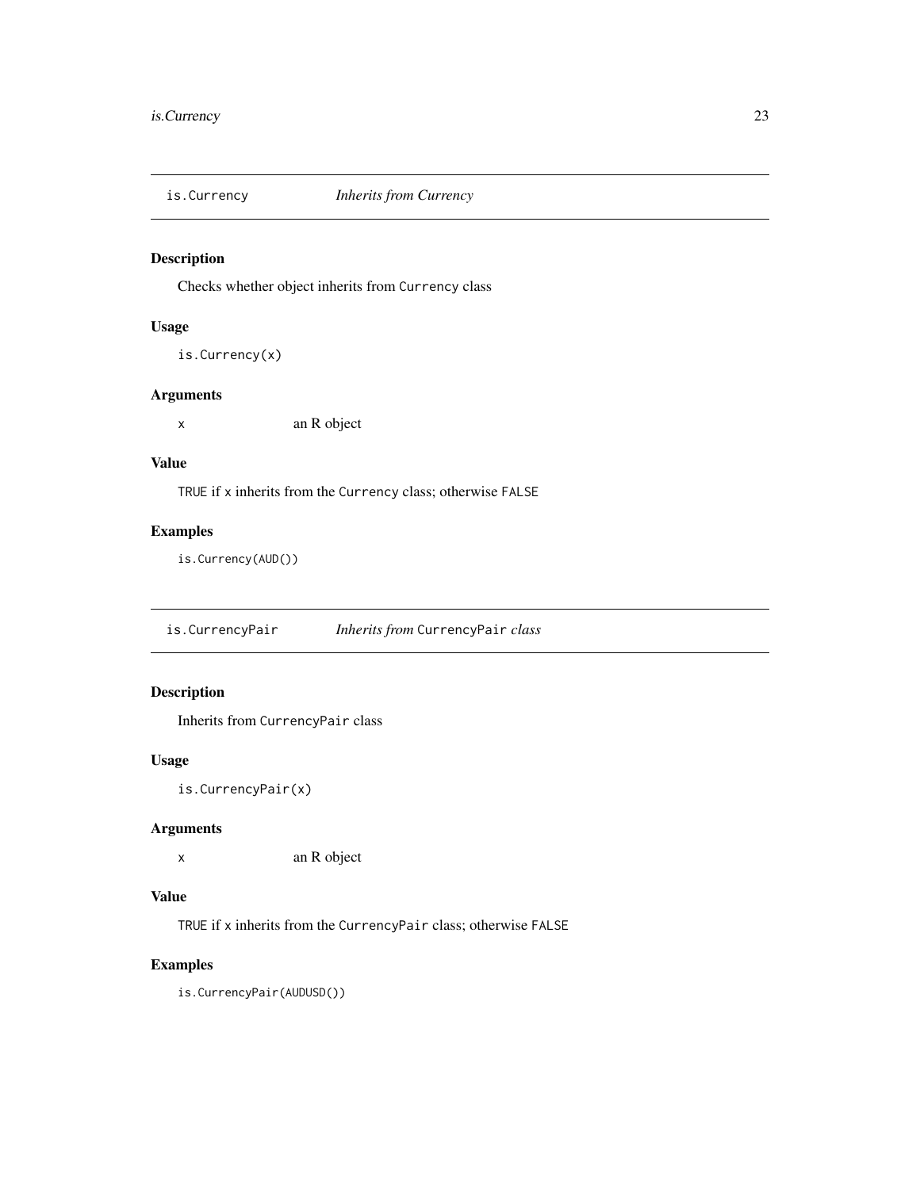## is.Currency *Inherits from Currency*

### Description

Checks whether object inherits from `Currency` class

### Usage

```
is.Currency(x)
```

### Arguments

| | |
|---|---|
| x | an R object |

### Value

`TRUE` if `x` inherits from the `Currency` class; otherwise `FALSE`

### Examples

```
is.Currency(AUD())
```

## is.CurrencyPair *Inherits from* `CurrencyPair` *class*

### Description

Inherits from `CurrencyPair` class

### Usage

```
is.CurrencyPair(x)
```

### Arguments

| | |
|---|---|
| x | an R object |

### Value

`TRUE` if `x` inherits from the `CurrencyPair` class; otherwise `FALSE`

### Examples

```
is.CurrencyPair(AUDUSD())
```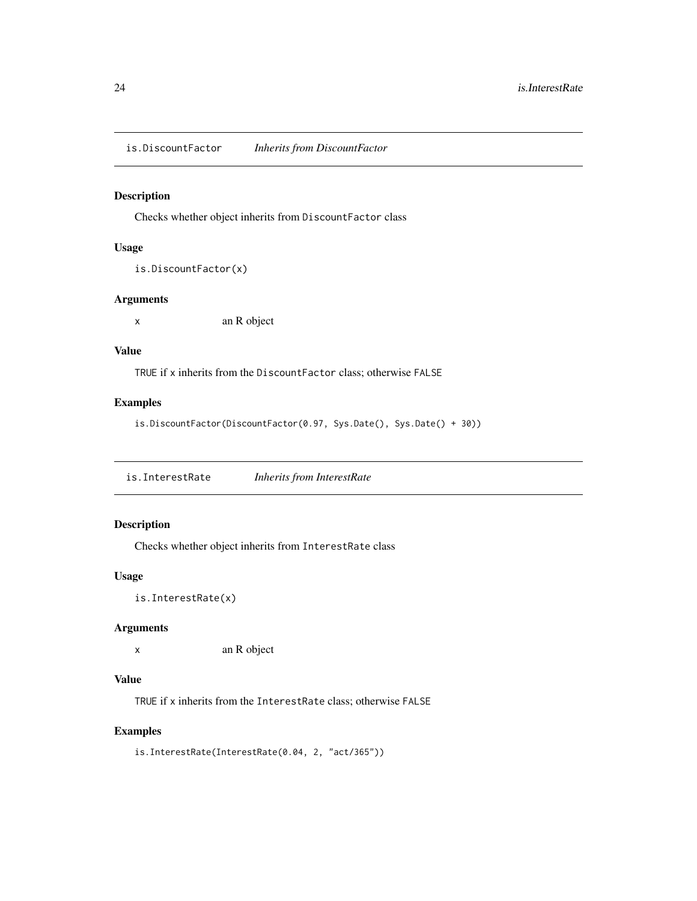## is.DiscountFactor *Inherits from DiscountFactor*

### Description

Checks whether object inherits from `DiscountFactor` class

### Usage

```
is.DiscountFactor(x)
```

### Arguments

| | |
|---|---|
| x | an R object |

### Value

`TRUE` if `x` inherits from the `DiscountFactor` class; otherwise `FALSE`

### Examples

```
is.DiscountFactor(DiscountFactor(0.97, Sys.Date(), Sys.Date() + 30))
```

## is.InterestRate *Inherits from InterestRate*

### Description

Checks whether object inherits from `InterestRate` class

### Usage

```
is.InterestRate(x)
```

### Arguments

| | |
|---|---|
| x | an R object |

### Value

`TRUE` if `x` inherits from the `InterestRate` class; otherwise `FALSE`

### Examples

```
is.InterestRate(InterestRate(0.04, 2, "act/365"))
```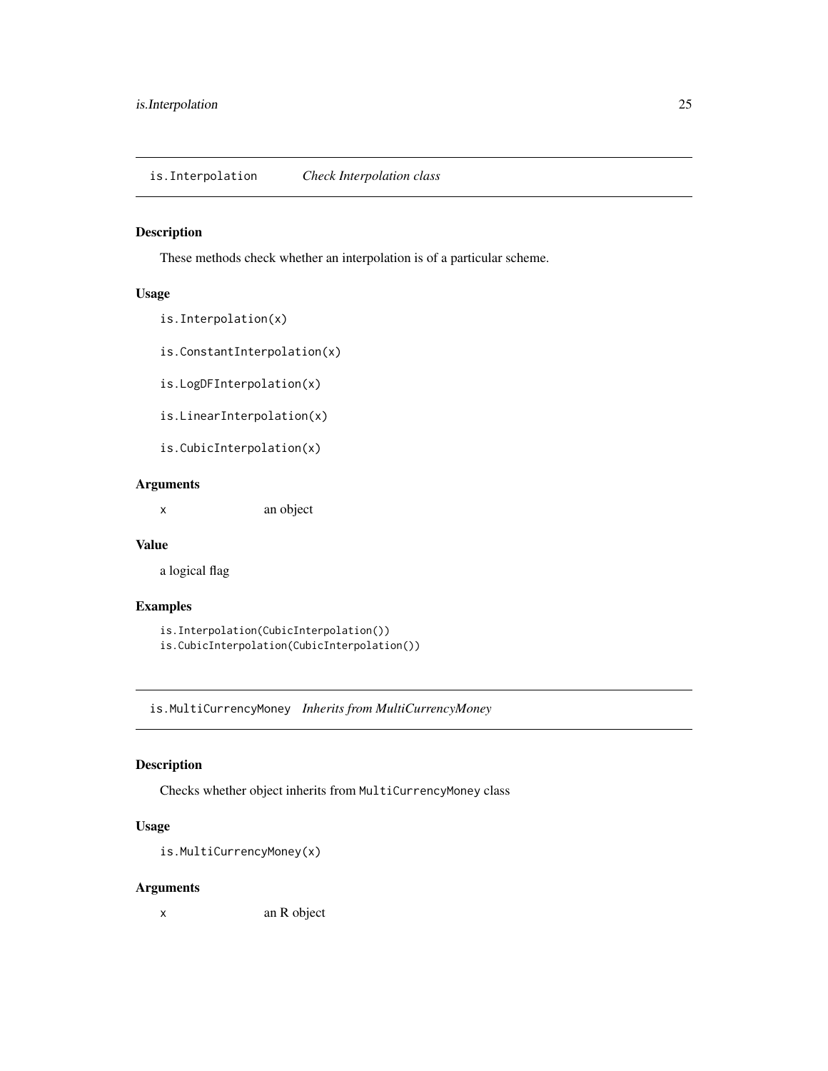## is.Interpolation *Check Interpolation class*

### Description

These methods check whether an interpolation is of a particular scheme.

### Usage

```
is.Interpolation(x)

is.ConstantInterpolation(x)

is.LogDFInterpolation(x)

is.LinearInterpolation(x)

is.CubicInterpolation(x)
```

### Arguments

| | |
|---|---|
| x | an object |

### Value

a logical flag

### Examples

```
is.Interpolation(CubicInterpolation())
is.CubicInterpolation(CubicInterpolation())
```

## is.MultiCurrencyMoney *Inherits from MultiCurrencyMoney*

### Description

Checks whether object inherits from `MultiCurrencyMoney` class

### Usage

```
is.MultiCurrencyMoney(x)
```

### Arguments

| | |
|---|---|
| x | an R object |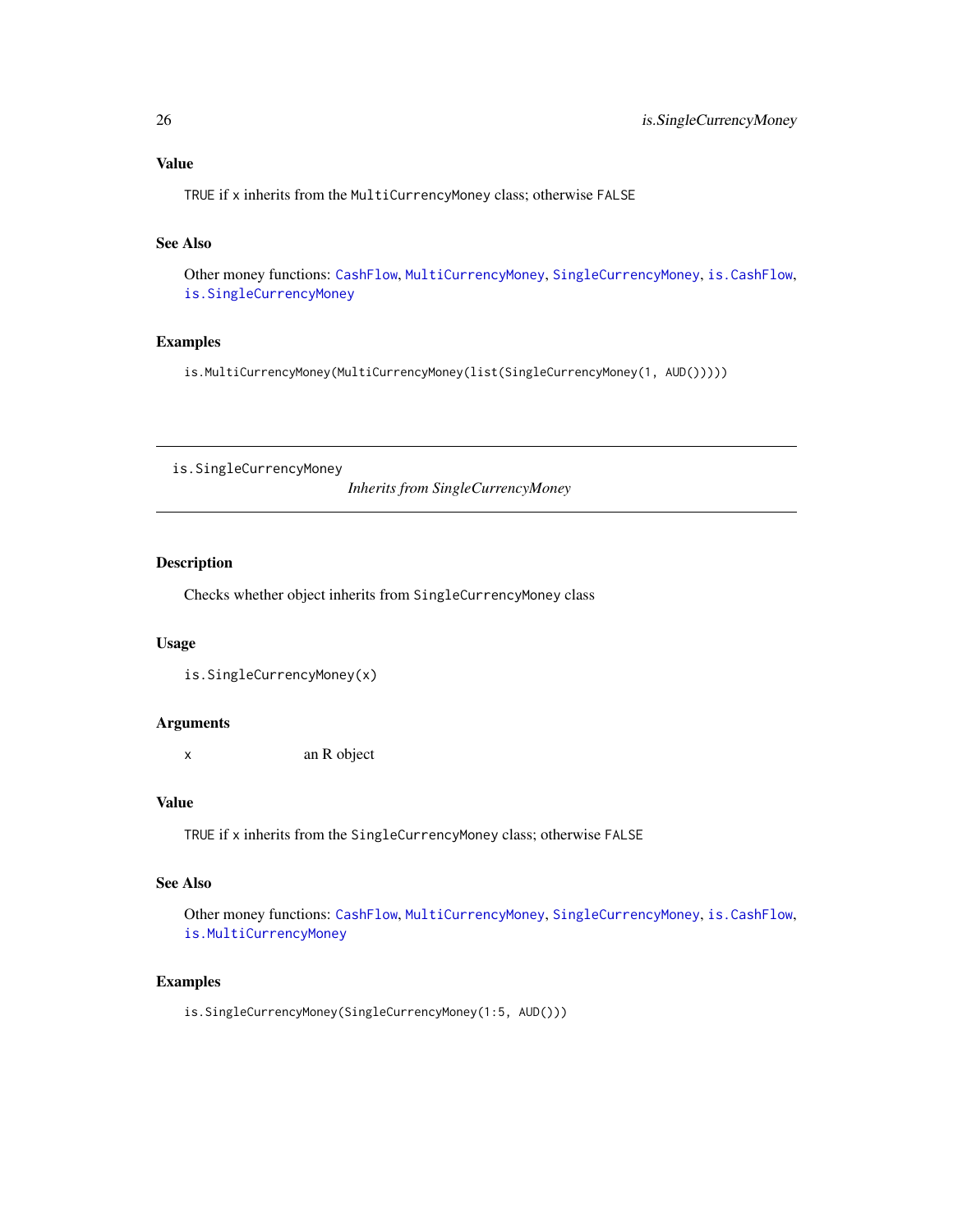### Value

TRUE if x inherits from the MultiCurrencyMoney class; otherwise FALSE

### See Also

Other money functions: CashFlow, MultiCurrencyMoney, SingleCurrencyMoney, is.CashFlow, is.SingleCurrencyMoney

### Examples

```
is.MultiCurrencyMoney(MultiCurrencyMoney(list(SingleCurrencyMoney(1, AUD()))))
```

---

## is.SingleCurrencyMoney &nbsp;&nbsp;&nbsp; *Inherits from SingleCurrencyMoney*

---

### Description

Checks whether object inherits from SingleCurrencyMoney class

### Usage

```
is.SingleCurrencyMoney(x)
```

### Arguments

| | |
|---|---|
| x | an R object |

### Value

TRUE if x inherits from the SingleCurrencyMoney class; otherwise FALSE

### See Also

Other money functions: CashFlow, MultiCurrencyMoney, SingleCurrencyMoney, is.CashFlow, is.MultiCurrencyMoney

### Examples

```
is.SingleCurrencyMoney(SingleCurrencyMoney(1:5, AUD()))
```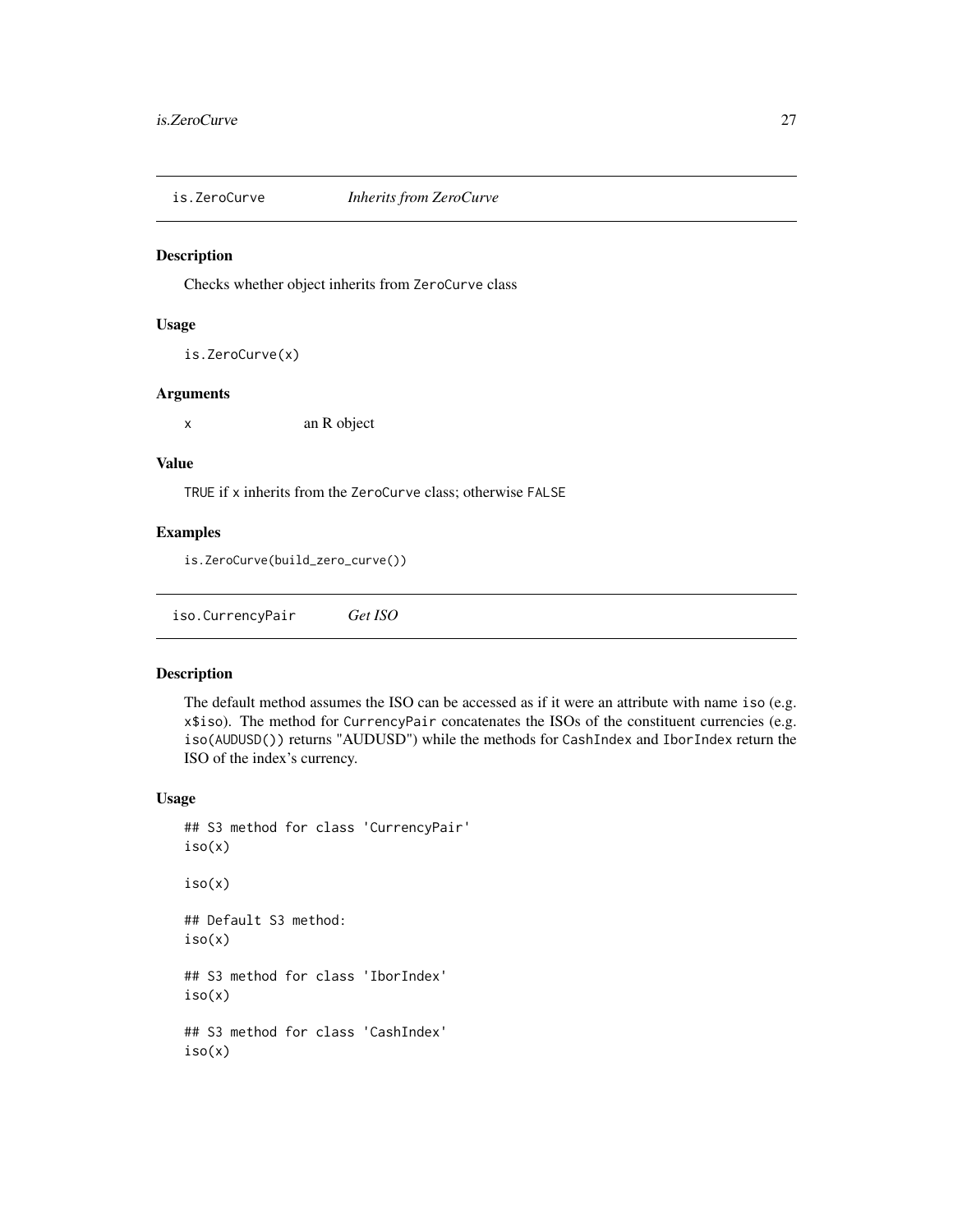## is.ZeroCurve — *Inherits from ZeroCurve*

### Description

Checks whether object inherits from `ZeroCurve` class

### Usage

```
is.ZeroCurve(x)
```

### Arguments

| | |
|---|---|
| x | an R object |

### Value

`TRUE` if `x` inherits from the `ZeroCurve` class; otherwise `FALSE`

### Examples

```
is.ZeroCurve(build_zero_curve())
```

## iso.CurrencyPair — *Get ISO*

### Description

The default method assumes the ISO can be accessed as if it were an attribute with name `iso` (e.g. `x$iso`). The method for `CurrencyPair` concatenates the ISOs of the constituent currencies (e.g. `iso(AUDUSD())` returns "AUDUSD") while the methods for `CashIndex` and `IborIndex` return the ISO of the index's currency.

### Usage

```
## S3 method for class 'CurrencyPair'
iso(x)

iso(x)

## Default S3 method:
iso(x)

## S3 method for class 'IborIndex'
iso(x)

## S3 method for class 'CashIndex'
iso(x)
```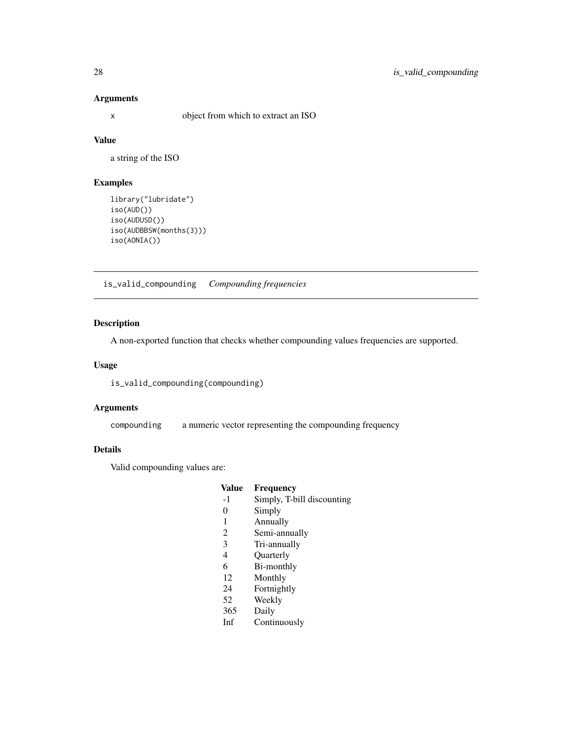## Arguments

`x` object from which to extract an ISO

## Value

a string of the ISO

## Examples

```
library("lubridate")
iso(AUD())
iso(AUDUSD())
iso(AUDBBSW(months(3)))
iso(AONIA())
```

---

# is_valid_compounding *Compounding frequencies*

---

## Description

A non-exported function that checks whether compounding values frequencies are supported.

## Usage

```
is_valid_compounding(compounding)
```

## Arguments

`compounding` a numeric vector representing the compounding frequency

## Details

Valid compounding values are:

| Value | Frequency |
|---|---|
| -1 | Simply, T-bill discounting |
| 0 | Simply |
| 1 | Annually |
| 2 | Semi-annually |
| 3 | Tri-annually |
| 4 | Quarterly |
| 6 | Bi-monthly |
| 12 | Monthly |
| 24 | Fortnightly |
| 52 | Weekly |
| 365 | Daily |
| Inf | Continuously |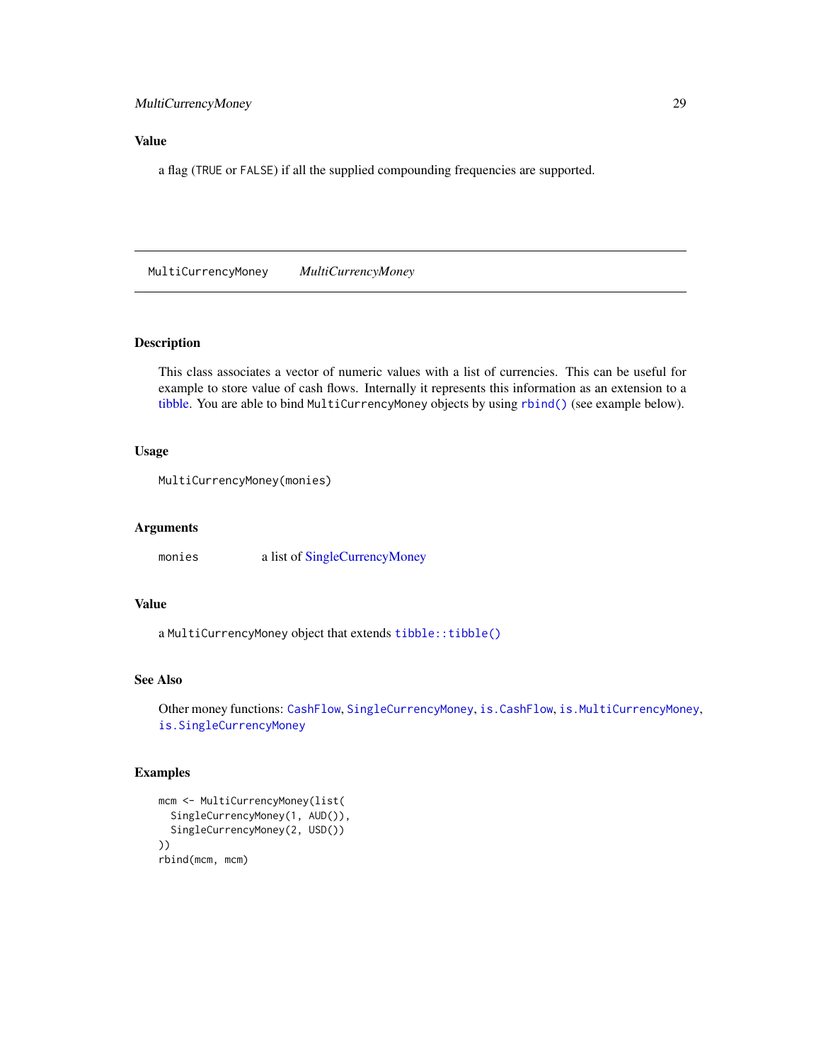### Value

a flag (`TRUE` or `FALSE`) if all the supplied compounding frequencies are supported.

## MultiCurrencyMoney    *MultiCurrencyMoney*

### Description

This class associates a vector of numeric values with a list of currencies. This can be useful for example to store value of cash flows. Internally it represents this information as an extension to a tibble. You are able to bind `MultiCurrencyMoney` objects by using `rbind()` (see example below).

### Usage

```
MultiCurrencyMoney(monies)
```

### Arguments

| | |
|---|---|
| `monies` | a list of SingleCurrencyMoney |

### Value

a `MultiCurrencyMoney` object that extends `tibble::tibble()`

### See Also

Other money functions: `CashFlow`, `SingleCurrencyMoney`, `is.CashFlow`, `is.MultiCurrencyMoney`, `is.SingleCurrencyMoney`

### Examples

```
mcm <- MultiCurrencyMoney(list(
  SingleCurrencyMoney(1, AUD()),
  SingleCurrencyMoney(2, USD())
))
rbind(mcm, mcm)
```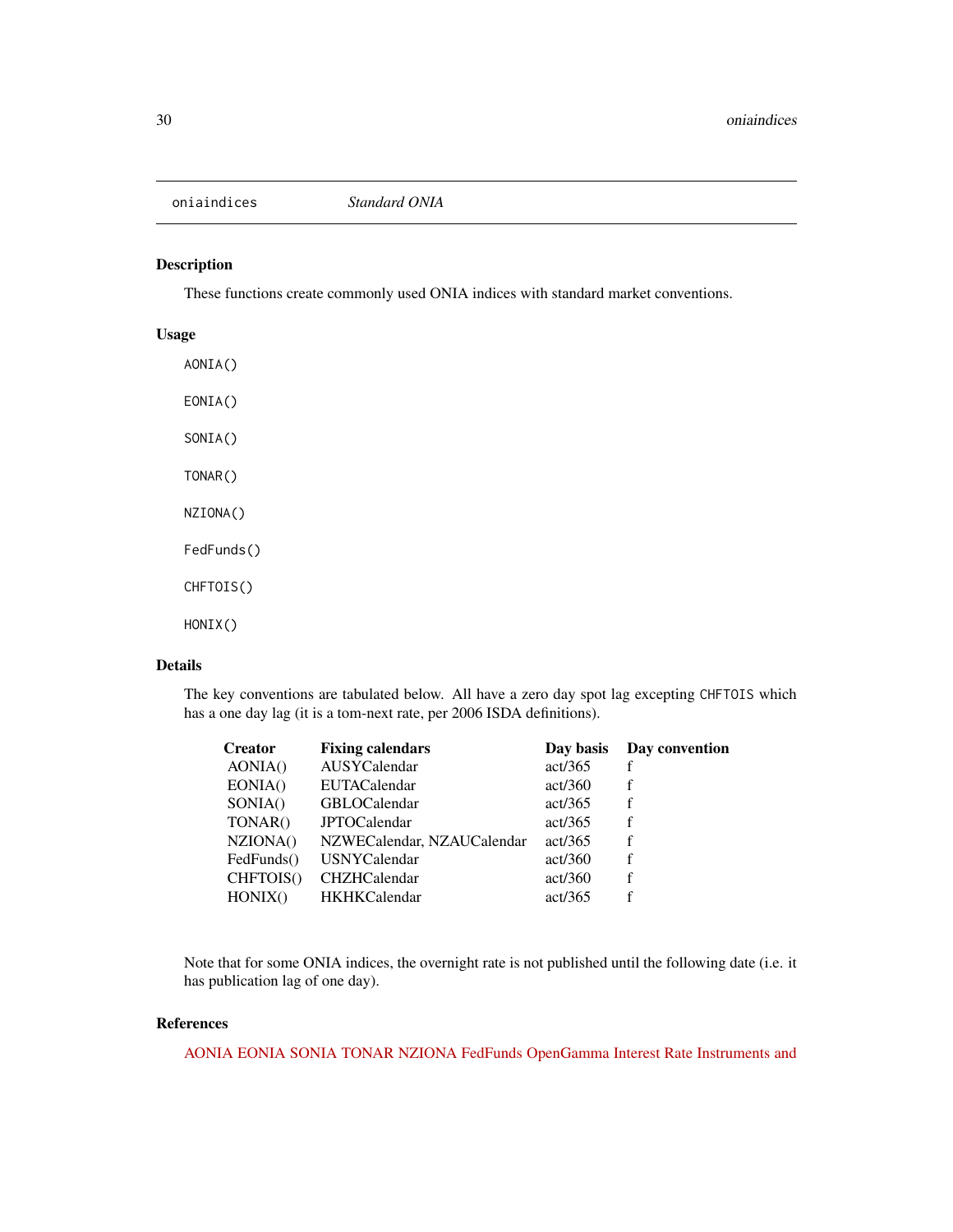oniaindices *Standard ONIA*

## Description

These functions create commonly used ONIA indices with standard market conventions.

## Usage

```
AONIA()

EONIA()

SONIA()

TONAR()

NZIONA()

FedFunds()

CHFTOIS()

HONIX()
```

## Details

The key conventions are tabulated below. All have a zero day spot lag excepting `CHFTOIS` which has a one day lag (it is a tom-next rate, per 2006 ISDA definitions).

| Creator | Fixing calendars | Day basis | Day convention |
|---|---|---|---|
| AONIA() | AUSYCalendar | act/365 | f |
| EONIA() | EUTACalendar | act/360 | f |
| SONIA() | GBLOCalendar | act/365 | f |
| TONAR() | JPTOCalendar | act/365 | f |
| NZIONA() | NZWECalendar, NZAUCalendar | act/365 | f |
| FedFunds() | USNYCalendar | act/360 | f |
| CHFTOIS() | CHZHCalendar | act/360 | f |
| HONIX() | HKHKCalendar | act/365 | f |

Note that for some ONIA indices, the overnight rate is not published until the following date (i.e. it has publication lag of one day).

## References

AONIA EONIA SONIA TONAR NZIONA FedFunds OpenGamma Interest Rate Instruments and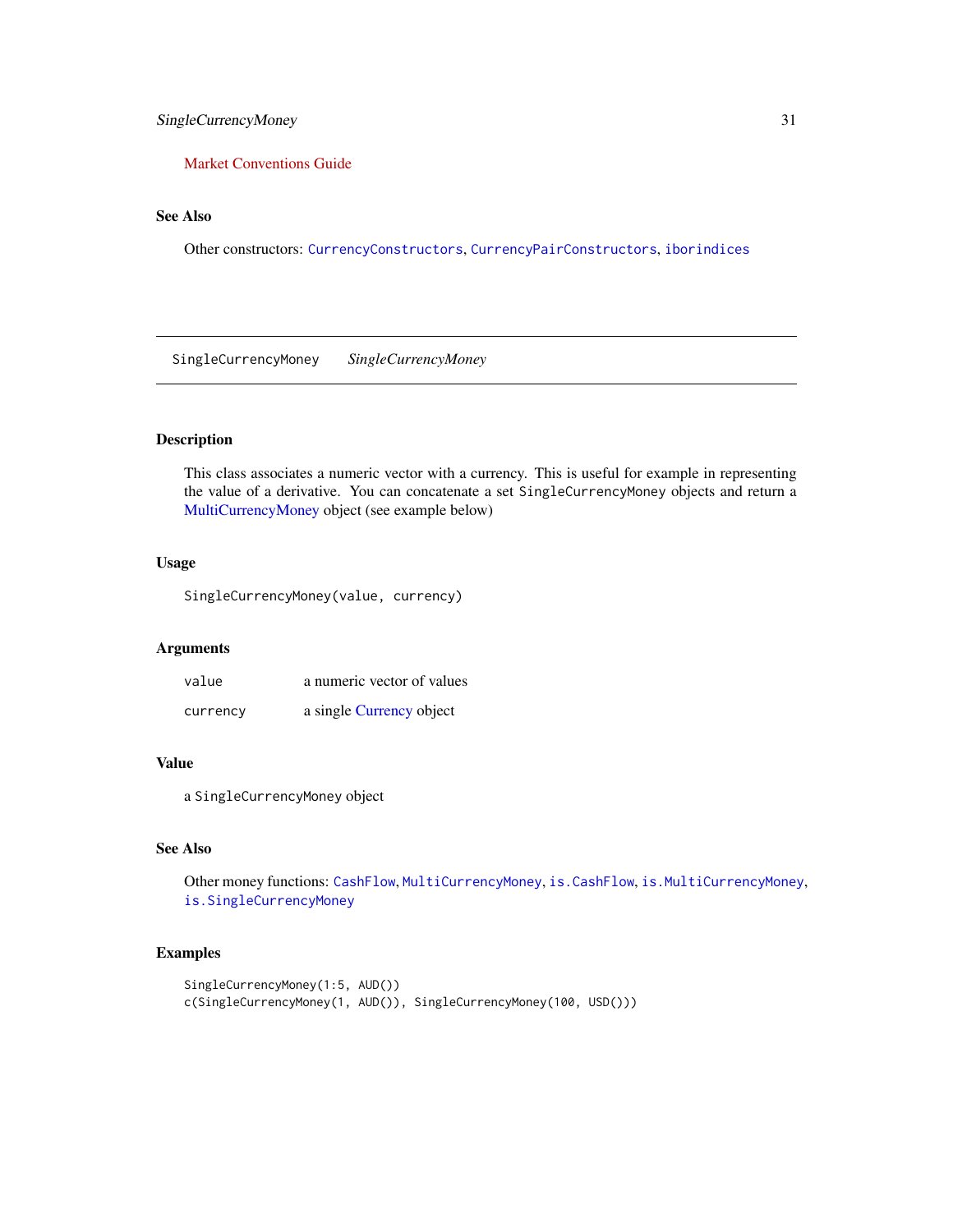Market Conventions Guide

### See Also

Other constructors: `CurrencyConstructors`, `CurrencyPairConstructors`, `iborindices`

---

## SingleCurrencyMoney — *SingleCurrencyMoney*

### Description

This class associates a numeric vector with a currency. This is useful for example in representing the value of a derivative. You can concatenate a set `SingleCurrencyMoney` objects and return a MultiCurrencyMoney object (see example below)

### Usage

```
SingleCurrencyMoney(value, currency)
```

### Arguments

| | |
|---|---|
| `value` | a numeric vector of values |
| `currency` | a single Currency object |

### Value

a `SingleCurrencyMoney` object

### See Also

Other money functions: `CashFlow`, `MultiCurrencyMoney`, `is.CashFlow`, `is.MultiCurrencyMoney`, `is.SingleCurrencyMoney`

### Examples

```
SingleCurrencyMoney(1:5, AUD())
c(SingleCurrencyMoney(1, AUD()), SingleCurrencyMoney(100, USD()))
```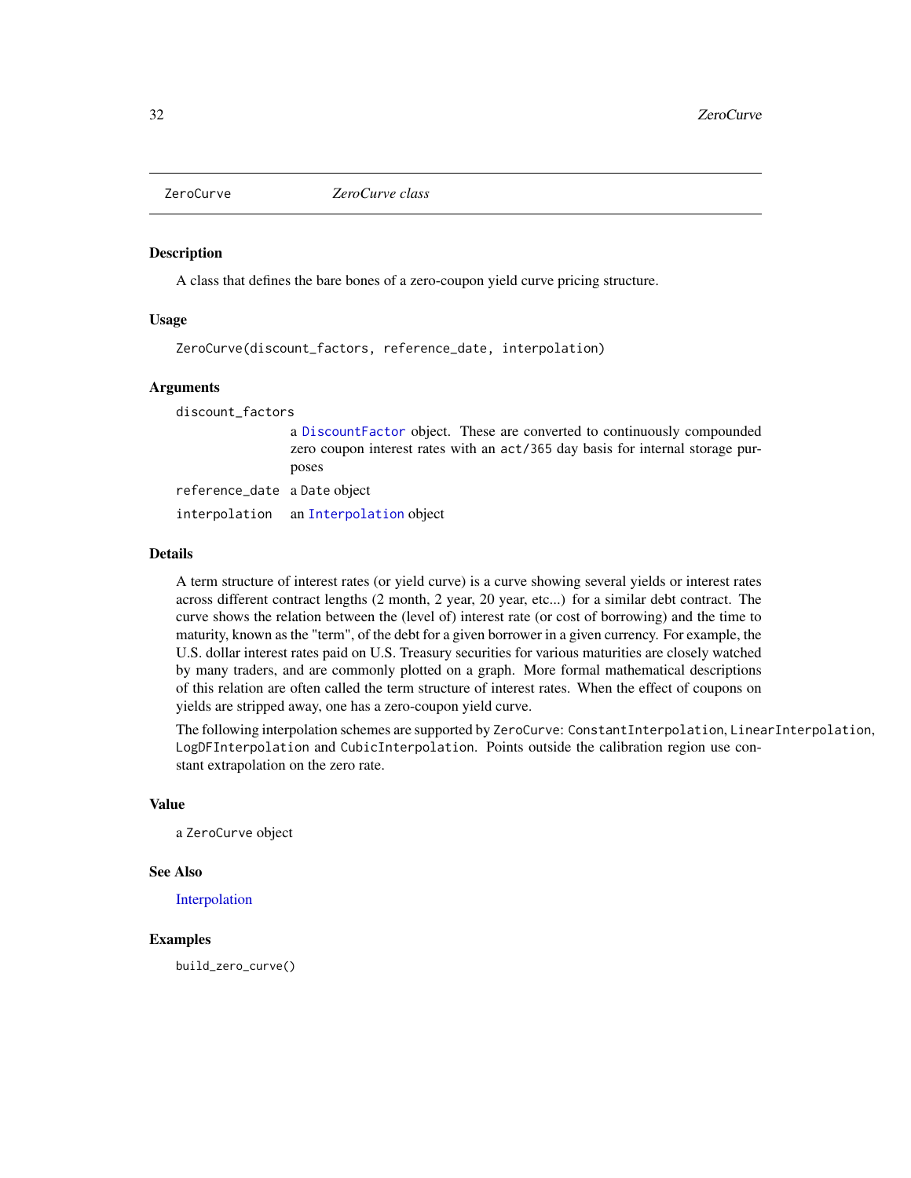# ZeroCurve — *ZeroCurve class*

## Description

A class that defines the bare bones of a zero-coupon yield curve pricing structure.

## Usage

```
ZeroCurve(discount_factors, reference_date, interpolation)
```

## Arguments

| | |
|---|---|
| `discount_factors` | a `DiscountFactor` object. These are converted to continuously compounded zero coupon interest rates with an `act/365` day basis for internal storage purposes |
| `reference_date` | a `Date` object |
| `interpolation` | an `Interpolation` object |

## Details

A term structure of interest rates (or yield curve) is a curve showing several yields or interest rates across different contract lengths (2 month, 2 year, 20 year, etc...) for a similar debt contract. The curve shows the relation between the (level of) interest rate (or cost of borrowing) and the time to maturity, known as the "term", of the debt for a given borrower in a given currency. For example, the U.S. dollar interest rates paid on U.S. Treasury securities for various maturities are closely watched by many traders, and are commonly plotted on a graph. More formal mathematical descriptions of this relation are often called the term structure of interest rates. When the effect of coupons on yields are stripped away, one has a zero-coupon yield curve.

The following interpolation schemes are supported by `ZeroCurve`: `ConstantInterpolation`, `LinearInterpolation`, `LogDFInterpolation` and `CubicInterpolation`. Points outside the calibration region use constant extrapolation on the zero rate.

## Value

a `ZeroCurve` object

## See Also

Interpolation

## Examples

```
build_zero_curve()
```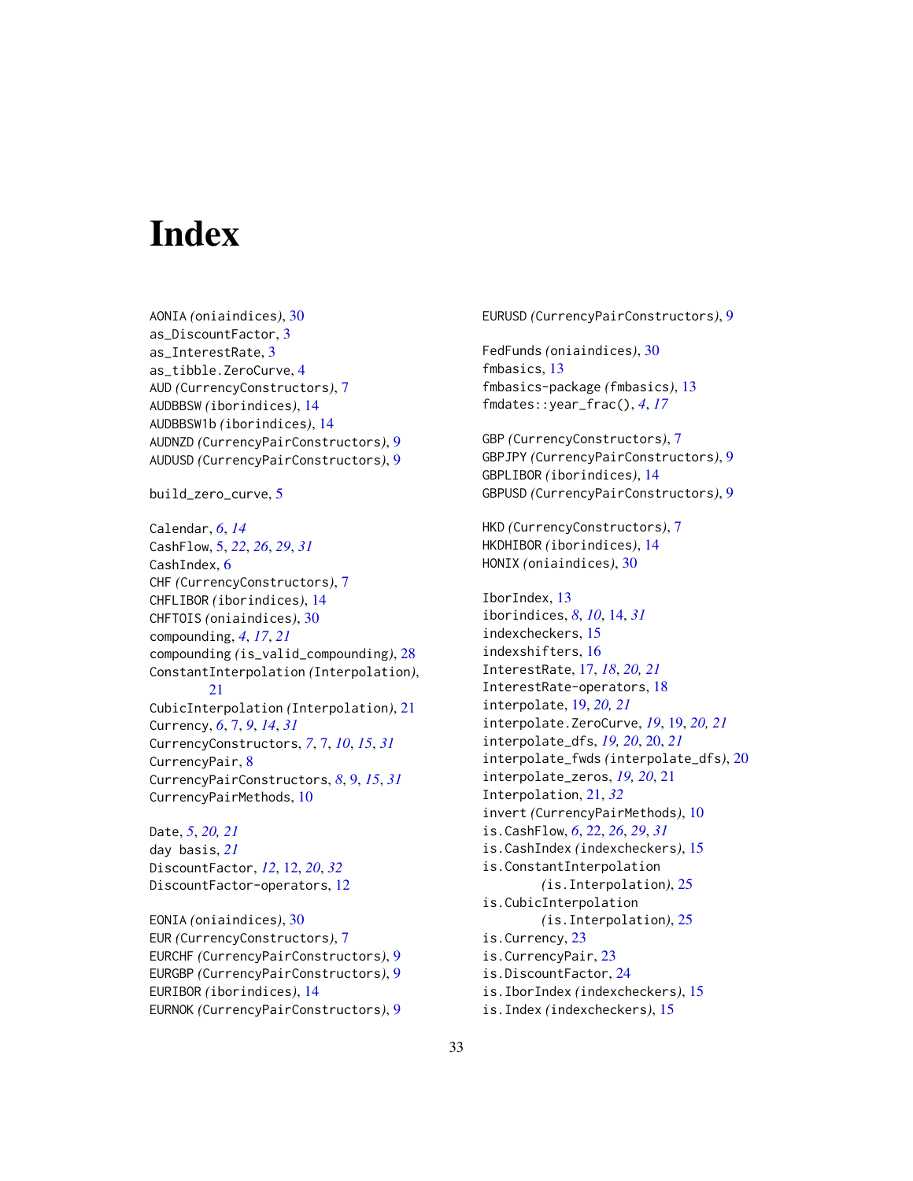# Index

AONIA *(oniaindices)*, 30
as_DiscountFactor, 3
as_InterestRate, 3
as_tibble.ZeroCurve, 4
AUD *(CurrencyConstructors)*, 7
AUDBBSW *(iborindices)*, 14
AUDBBSW1b *(iborindices)*, 14
AUDNZD *(CurrencyPairConstructors)*, 9
AUDUSD *(CurrencyPairConstructors)*, 9

build_zero_curve, 5

Calendar, *6*, *14*
CashFlow, 5, *22*, *26*, *29*, *31*
CashIndex, 6
CHF *(CurrencyConstructors)*, 7
CHFLIBOR *(iborindices)*, 14
CHFTOIS *(oniaindices)*, 30
compounding, *4*, *17*, *21*
compounding *(is_valid_compounding)*, 28
ConstantInterpolation *(Interpolation)*, 21
CubicInterpolation *(Interpolation)*, 21
Currency, *6*, 7, *9*, *14*, *31*
CurrencyConstructors, *7*, 7, *10*, *15*, *31*
CurrencyPair, 8
CurrencyPairConstructors, *8*, 9, *15*, *31*
CurrencyPairMethods, 10

Date, *5*, *20, 21*
day basis, *21*
DiscountFactor, *12*, 12, *20*, *32*
DiscountFactor-operators, 12

EONIA *(oniaindices)*, 30
EUR *(CurrencyConstructors)*, 7
EURCHF *(CurrencyPairConstructors)*, 9
EURGBP *(CurrencyPairConstructors)*, 9
EURIBOR *(iborindices)*, 14
EURNOK *(CurrencyPairConstructors)*, 9
EURUSD *(CurrencyPairConstructors)*, 9

FedFunds *(oniaindices)*, 30
fmbasics, 13
fmbasics-package *(fmbasics)*, 13
fmdates::year_frac(), *4*, *17*

GBP *(CurrencyConstructors)*, 7
GBPJPY *(CurrencyPairConstructors)*, 9
GBPLIBOR *(iborindices)*, 14
GBPUSD *(CurrencyPairConstructors)*, 9

HKD *(CurrencyConstructors)*, 7
HKDHIBOR *(iborindices)*, 14
HONIX *(oniaindices)*, 30

IborIndex, 13
iborindices, *8*, *10*, 14, *31*
indexcheckers, 15
indexshifters, 16
InterestRate, 17, *18*, *20, 21*
InterestRate-operators, 18
interpolate, 19, *20, 21*
interpolate.ZeroCurve, *19*, 19, *20, 21*
interpolate_dfs, *19, 20*, 20, *21*
interpolate_fwds *(interpolate_dfs)*, 20
interpolate_zeros, *19, 20*, 21
Interpolation, 21, *32*
invert *(CurrencyPairMethods)*, 10
is.CashFlow, *6*, 22, *26*, *29*, *31*
is.CashIndex *(indexcheckers)*, 15
is.ConstantInterpolation *(is.Interpolation)*, 25
is.CubicInterpolation *(is.Interpolation)*, 25
is.Currency, 23
is.CurrencyPair, 23
is.DiscountFactor, 24
is.IborIndex *(indexcheckers)*, 15
is.Index *(indexcheckers)*, 15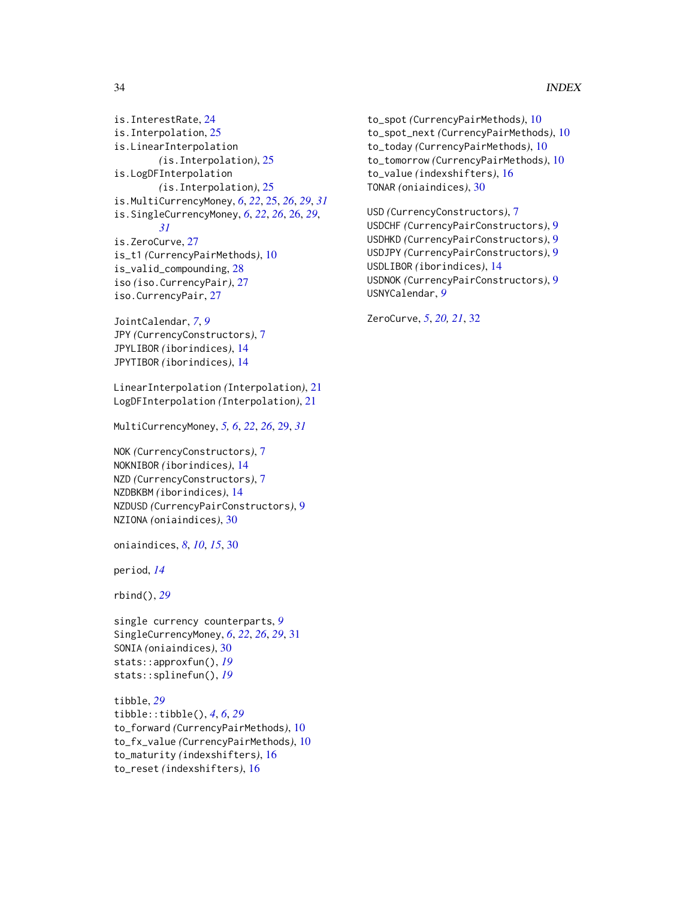is.InterestRate, 24
is.Interpolation, 25
is.LinearInterpolation (is.Interpolation), 25
is.LogDFInterpolation (is.Interpolation), 25
is.MultiCurrencyMoney, *6*, *22*, 25, *26*, *29*, *31*
is.SingleCurrencyMoney, *6*, *22*, *26*, 26, *29*, *31*
is.ZeroCurve, 27
is_t1 (CurrencyPairMethods), 10
is_valid_compounding, 28
iso (iso.CurrencyPair), 27
iso.CurrencyPair, 27

JointCalendar, *7*, *9*
JPY (CurrencyConstructors), 7
JPYLIBOR (iborindices), 14
JPYTIBOR (iborindices), 14

LinearInterpolation (Interpolation), 21
LogDFInterpolation (Interpolation), 21

MultiCurrencyMoney, *5, 6*, *22*, *26*, 29, *31*

NOK (CurrencyConstructors), 7
NOKNIBOR (iborindices), 14
NZD (CurrencyConstructors), 7
NZDBKBM (iborindices), 14
NZDUSD (CurrencyPairConstructors), 9
NZIONA (oniaindices), 30

oniaindices, *8*, *10*, *15*, 30

period, *14*

rbind(), *29*

single currency counterparts, *9*
SingleCurrencyMoney, *6*, *22*, *26*, *29*, 31
SONIA (oniaindices), 30
stats::approxfun(), *19*
stats::splinefun(), *19*

tibble, *29*
tibble::tibble(), *4*, *6*, *29*
to_forward (CurrencyPairMethods), 10
to_fx_value (CurrencyPairMethods), 10
to_maturity (indexshifters), 16
to_reset (indexshifters), 16
to_spot (CurrencyPairMethods), 10
to_spot_next (CurrencyPairMethods), 10
to_today (CurrencyPairMethods), 10
to_tomorrow (CurrencyPairMethods), 10
to_value (indexshifters), 16
TONAR (oniaindices), 30

USD (CurrencyConstructors), 7
USDCHF (CurrencyPairConstructors), 9
USDHKD (CurrencyPairConstructors), 9
USDJPY (CurrencyPairConstructors), 9
USDLIBOR (iborindices), 14
USDNOK (CurrencyPairConstructors), 9
USNYCalendar, *9*

ZeroCurve, *5*, *20, 21*, 32